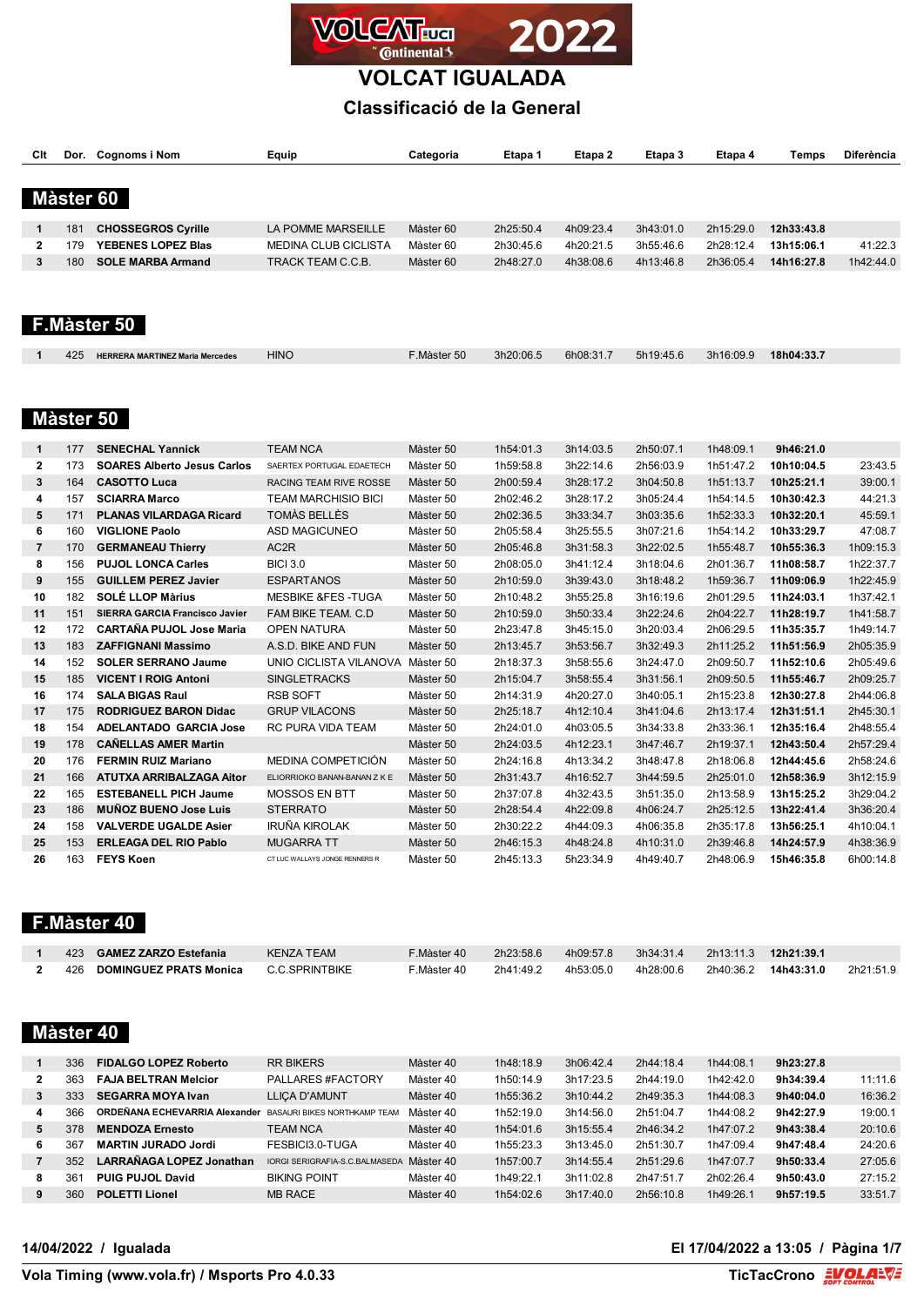# VOLCAT IGUALADA

## Classificació de la General

### Màster 60

| Clt | Dor. | Cognoms i Nom | Equip | Categoria | Etapa 1 | Etapa 2 | Etapa 3 | Etapa 4 | Temps | Diferència |
|---|---|---|---|---|---|---|---|---|---|---|
| 1 | 181 | **CHOSSEGROS Cyrille** | LA POMME MARSEILLE | Màster 60 | 2h25:50.4 | 4h09:23.4 | 3h43:01.0 | 2h15:29.0 | **12h33:43.8** | |
| 2 | 179 | **YEBENES LOPEZ Blas** | MEDINA CLUB CICLISTA | Màster 60 | 2h30:45.6 | 4h20:21.5 | 3h55:46.6 | 2h28:12.4 | **13h15:06.1** | 41:22.3 |
| 3 | 180 | **SOLE MARBA Armand** | TRACK TEAM C.C.B. | Màster 60 | 2h48:27.0 | 4h38:08.6 | 4h13:46.8 | 2h36:05.4 | **14h16:27.8** | 1h42:44.0 |

### F.Màster 50

| Clt | Dor. | Cognoms i Nom | Equip | Categoria | Etapa 1 | Etapa 2 | Etapa 3 | Etapa 4 | Temps | Diferència |
|---|---|---|---|---|---|---|---|---|---|---|
| 1 | 425 | **HERRERA MARTINEZ Maria Mercedes** | HINO | F.Màster 50 | 3h20:06.5 | 6h08:31.7 | 5h19:45.6 | 3h16:09.9 | **18h04:33.7** | |

### Màster 50

| Clt | Dor. | Cognoms i Nom | Equip | Categoria | Etapa 1 | Etapa 2 | Etapa 3 | Etapa 4 | Temps | Diferència |
|---|---|---|---|---|---|---|---|---|---|---|
| 1 | 177 | **SENECHAL Yannick** | TEAM NCA | Màster 50 | 1h54:01.3 | 3h14:03.5 | 2h50:07.1 | 1h48:09.1 | **9h46:21.0** | |
| 2 | 173 | **SOARES Alberto Jesus Carlos** | SAERTEX PORTUGAL EDAETECH | Màster 50 | 1h59:58.8 | 3h22:14.6 | 2h56:03.9 | 1h51:47.2 | **10h10:04.5** | 23:43.5 |
| 3 | 164 | **CASOTTO Luca** | RACING TEAM RIVE ROSSE | Màster 50 | 2h00:59.4 | 3h28:17.2 | 3h04:50.8 | 1h51:13.7 | **10h25:21.1** | 39:00.1 |
| 4 | 157 | **SCIARRA Marco** | TEAM MARCHISIO BICI | Màster 50 | 2h02:46.2 | 3h28:17.2 | 3h05:24.4 | 1h54:14.5 | **10h30:42.3** | 44:21.3 |
| 5 | 171 | **PLANAS VILARDAGA Ricard** | TOMÀS BELLÈS | Màster 50 | 2h02:36.5 | 3h33:34.7 | 3h03:35.6 | 1h52:33.3 | **10h32:20.1** | 45:59.1 |
| 6 | 160 | **VIGLIONE Paolo** | ASD MAGICUNEO | Màster 50 | 2h05:58.4 | 3h25:55.5 | 3h07:21.6 | 1h54:14.2 | **10h33:29.7** | 47:08.7 |
| 7 | 170 | **GERMANEAU Thierry** | AC2R | Màster 50 | 2h05:46.8 | 3h31:58.3 | 3h22:02.5 | 1h55:48.7 | **10h55:36.3** | 1h09:15.3 |
| 8 | 156 | **PUJOL LONCA Carles** | BICI 3.0 | Màster 50 | 2h08:05.0 | 3h41:12.4 | 3h18:04.6 | 2h01:36.7 | **11h08:58.7** | 1h22:37.7 |
| 9 | 155 | **GUILLEM PEREZ Javier** | ESPARTANOS | Màster 50 | 2h10:59.0 | 3h39:43.0 | 3h18:48.2 | 1h59:36.7 | **11h09:06.9** | 1h22:45.9 |
| 10 | 182 | **SOLÉ LLOP Màrius** | MESBIKE &FES -TUGA | Màster 50 | 2h10:48.2 | 3h55:25.8 | 3h16:19.6 | 2h01:29.5 | **11h24:03.1** | 1h37:42.1 |
| 11 | 151 | **SIERRA GARCIA Francisco Javier** | FAM BIKE TEAM. C.D | Màster 50 | 2h10:59.0 | 3h50:33.4 | 3h22:24.6 | 2h04:22.7 | **11h28:19.7** | 1h41:58.7 |
| 12 | 172 | **CARTAÑA PUJOL Jose Maria** | OPEN NATURA | Màster 50 | 2h23:47.8 | 3h45:15.0 | 3h20:03.4 | 2h06:29.5 | **11h35:35.7** | 1h49:14.7 |
| 13 | 183 | **ZAFFIGNANI Massimo** | A.S.D. BIKE AND FUN | Màster 50 | 2h13:45.7 | 3h53:56.7 | 3h32:49.3 | 2h11:25.2 | **11h51:56.9** | 2h05:35.9 |
| 14 | 152 | **SOLER SERRANO Jaume** | UNIO CICLISTA VILANOVA | Màster 50 | 2h18:37.3 | 3h58:55.6 | 3h24:47.0 | 2h09:50.7 | **11h52:10.6** | 2h05:49.6 |
| 15 | 185 | **VICENT I ROIG Antoni** | SINGLETRACKS | Màster 50 | 2h15:04.7 | 3h58:55.4 | 3h31:56.1 | 2h09:50.5 | **11h55:46.7** | 2h09:25.7 |
| 16 | 174 | **SALA BIGAS Raul** | RSB SOFT | Màster 50 | 2h14:31.9 | 4h20:27.0 | 3h40:05.1 | 2h15:23.8 | **12h30:27.8** | 2h44:06.8 |
| 17 | 175 | **RODRIGUEZ BARON Didac** | GRUP VILACONS | Màster 50 | 2h25:18.7 | 4h12:10.4 | 3h41:04.6 | 2h13:17.4 | **12h31:51.1** | 2h45:30.1 |
| 18 | 154 | **ADELANTADO GARCIA Jose** | RC PURA VIDA TEAM | Màster 50 | 2h24:01.0 | 4h03:05.5 | 3h34:33.8 | 2h33:36.1 | **12h35:16.4** | 2h48:55.4 |
| 19 | 178 | **CAÑELLAS AMER Martin** | | Màster 50 | 2h24:03.5 | 4h12:23.1 | 3h47:46.7 | 2h19:37.1 | **12h43:50.4** | 2h57:29.4 |
| 20 | 176 | **FERMIN RUIZ Mariano** | MEDINA COMPETICIÓN | Màster 50 | 2h24:16.8 | 4h13:34.2 | 3h48:47.8 | 2h18:06.8 | **12h44:45.6** | 2h58:24.6 |
| 21 | 166 | **ATUTXA ARRIBALZAGA Aitor** | ELIORRIOKO BANAN-BANAN Z K E | Màster 50 | 2h31:43.7 | 4h16:52.7 | 3h44:59.5 | 2h25:01.0 | **12h58:36.9** | 3h12:15.9 |
| 22 | 165 | **ESTEBANELL PICH Jaume** | MOSSOS EN BTT | Màster 50 | 2h37:07.8 | 4h32:43.5 | 3h51:35.0 | 2h13:58.9 | **13h15:25.2** | 3h29:04.2 |
| 23 | 186 | **MUÑOZ BUENO Jose Luis** | STERRATO | Màster 50 | 2h28:54.4 | 4h22:09.8 | 4h06:24.7 | 2h25:12.5 | **13h22:41.4** | 3h36:20.4 |
| 24 | 158 | **VALVERDE UGALDE Asier** | IRUÑA KIROLAK | Màster 50 | 2h30:22.2 | 4h44:09.3 | 4h06:35.8 | 2h35:17.8 | **13h56:25.1** | 4h10:04.1 |
| 25 | 153 | **ERLEAGA DEL RIO Pablo** | MUGARRA TT | Màster 50 | 2h46:15.3 | 4h48:24.8 | 4h10:31.0 | 2h39:46.8 | **14h24:57.9** | 4h38:36.9 |
| 26 | 163 | **FEYS Koen** | CT LUC WALLAYS JONGE RENNERS R | Màster 50 | 2h45:13.3 | 5h23:34.9 | 4h49:40.7 | 2h48:06.9 | **15h46:35.8** | 6h00:14.8 |

### F.Màster 40

| Clt | Dor. | Cognoms i Nom | Equip | Categoria | Etapa 1 | Etapa 2 | Etapa 3 | Etapa 4 | Temps | Diferència |
|---|---|---|---|---|---|---|---|---|---|---|
| 1 | 423 | **GAMEZ ZARZO Estefania** | KENZA TEAM | F.Màster 40 | 2h23:58.6 | 4h09:57.8 | 3h34:31.4 | 2h13:11.3 | **12h21:39.1** | |
| 2 | 426 | **DOMINGUEZ PRATS Monica** | C.C.SPRINTBIKE | F.Màster 40 | 2h41:49.2 | 4h53:05.0 | 4h28:00.6 | 2h40:36.2 | **14h43:31.0** | 2h21:51.9 |

### Màster 40

| Clt | Dor. | Cognoms i Nom | Equip | Categoria | Etapa 1 | Etapa 2 | Etapa 3 | Etapa 4 | Temps | Diferència |
|---|---|---|---|---|---|---|---|---|---|---|
| 1 | 336 | **FIDALGO LOPEZ Roberto** | RR BIKERS | Màster 40 | 1h48:18.9 | 3h06:42.4 | 2h44:18.4 | 1h44:08.1 | **9h23:27.8** | |
| 2 | 363 | **FAJA BELTRAN Melcior** | PALLARES #FACTORY | Màster 40 | 1h50:14.9 | 3h17:23.5 | 2h44:19.0 | 1h42:42.0 | **9h34:39.4** | 11:11.6 |
| 3 | 333 | **SEGARRA MOYA Ivan** | LLIÇA D'AMUNT | Màster 40 | 1h55:36.2 | 3h10:44.2 | 2h49:35.3 | 1h44:08.3 | **9h40:04.0** | 16:36.2 |
| 4 | 366 | **ORDEÑANA ECHEVARRIA Alexander** | BASAURI BIKES NORTHKAMP TEAM | Màster 40 | 1h52:19.0 | 3h14:56.0 | 2h51:04.7 | 1h44:08.2 | **9h42:27.9** | 19:00.1 |
| 5 | 378 | **MENDOZA Ernesto** | TEAM NCA | Màster 40 | 1h54:01.6 | 3h15:55.4 | 2h46:34.2 | 1h47:07.2 | **9h43:38.4** | 20:10.6 |
| 6 | 367 | **MARTIN JURADO Jordi** | FESBICI3.0-TUGA | Màster 40 | 1h55:23.3 | 3h13:45.0 | 2h51:30.7 | 1h47:09.4 | **9h47:48.4** | 24:20.6 |
| 7 | 352 | **LARRAÑAGA LOPEZ Jonathan** | IORGI SERIGRAFIA-S.C.BALMASEDA | Màster 40 | 1h57:00.7 | 3h14:55.4 | 2h51:29.6 | 1h47:07.7 | **9h50:33.4** | 27:05.6 |
| 8 | 361 | **PUIG PUJOL David** | BIKING POINT | Màster 40 | 1h49:22.1 | 3h11:02.8 | 2h47:51.7 | 2h02:26.4 | **9h50:43.0** | 27:15.2 |
| 9 | 360 | **POLETTI Lionel** | MB RACE | Màster 40 | 1h54:02.6 | 3h17:40.0 | 2h56:10.8 | 1h49:26.1 | **9h57:19.5** | 33:51.7 |

**14/04/2022 / Igualada** — **El 17/04/2022 a 13:05**

**Vola Timing (www.vola.fr) / Msports Pro 4.0.33** — **TicTacCrono**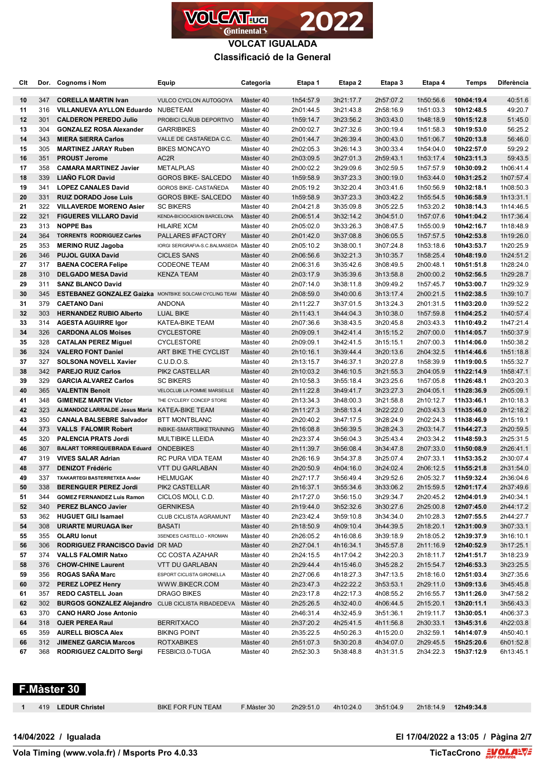# VOLCAT IGUALADA

## Classificació de la General

| Clt | Dor. | Cognoms i Nom | Equip | Categoria | Etapa 1 | Etapa 2 | Etapa 3 | Etapa 4 | Temps | Diferència |
|---|---|---|---|---|---|---|---|---|---|---|
| 10 | 347 | **CORELLA MARTIN Ivan** | VULCO CYCLON AUTOGOYA | Màster 40 | 1h54:57.9 | 3h21:17.7 | 2h57:07.2 | 1h50:56.6 | **10h04:19.4** | 40:51.6 |
| 11 | 316 | **VILLANUEVA AYLLON Eduardo** | NUBETEAM | Màster 40 | 2h01:44.5 | 3h21:43.8 | 2h58:16.9 | 1h51:03.3 | **10h12:48.5** | 49:20.7 |
| 12 | 301 | **CALDERON PEREDO Julio** | PROBICI CLÑUB DEPORTIVO | Màster 40 | 1h59:14.7 | 3h23:56.2 | 3h03:43.0 | 1h48:18.9 | **10h15:12.8** | 51:45.0 |
| 13 | 304 | **GONZALEZ ROSA Alexander** | GARRIBIKES | Màster 40 | 2h00:02.7 | 3h27:32.6 | 3h00:19.4 | 1h51:58.3 | **10h19:53.0** | 56:25.2 |
| 14 | 343 | **MIERA SIERRA Carlos** | VALLE DE CASTAÑEDA C.C. | Màster 40 | 2h01:44.7 | 3h26:39.4 | 3h00:43.0 | 1h51:06.7 | **10h20:13.8** | 56:46.0 |
| 15 | 305 | **MARTINEZ JARAY Ruben** | BIKES MONCAYO | Màster 40 | 2h02:05.3 | 3h26:14.3 | 3h00:33.4 | 1h54:04.0 | **10h22:57.0** | 59:29.2 |
| 16 | 351 | **PROUST Jerome** | AC2R | Màster 40 | 2h03:09.5 | 3h27:01.3 | 2h59:43.1 | 1h53:17.4 | **10h23:11.3** | 59:43.5 |
| 17 | 358 | **CAMARA MARTINEZ Javier** | METALPLAS | Màster 40 | 2h00:02.2 | 3h29:09.6 | 3h02:59.5 | 1h57:57.9 | **10h30:09.2** | 1h06:41.4 |
| 18 | 339 | **LIAÑO FLOR David** | GOROS BIKE- SALCEDO | Màster 40 | 1h59:58.9 | 3h37:23.3 | 3h00:19.0 | 1h53:44.0 | **10h31:25.2** | 1h07:57.4 |
| 19 | 341 | **LOPEZ CANALES David** | GOROS BIKE- CASTAÑEDA | Màster 40 | 2h05:19.2 | 3h32:20.4 | 3h03:41.6 | 1h50:56.9 | **10h32:18.1** | 1h08:50.3 |
| 20 | 331 | **RUIZ DORADO Jose Luis** | GOROS BIKE- SALCEDO | Màster 40 | 1h59:58.9 | 3h37:23.3 | 3h03:42.2 | 1h55:54.5 | **10h36:58.9** | 1h13:31.1 |
| 21 | 322 | **VILLAVERDE MORENO Asier** | SC BIKERS | Màster 40 | 2h04:21.8 | 3h35:09.8 | 3h05:22.5 | 1h53:20.2 | **10h38:14.3** | 1h14:46.5 |
| 22 | 321 | **FIGUERES VILLARO David** | KENDA-BICIOCASION BARCELONA | Màster 40 | 2h06:51.4 | 3h32:14.2 | 3h04:51.0 | 1h57:07.6 | **10h41:04.2** | 1h17:36.4 |
| 23 | 313 | **NOPPE Bas** | HILAIRE XCM | Màster 40 | 2h05:02.0 | 3h33:26.3 | 3h08:47.5 | 1h55:00.9 | **10h42:16.7** | 1h18:48.9 |
| 24 | 364 | **TORRENTS RODRIGUEZ Carles** | PALLARES #FACTORY | Màster 40 | 2h01:42.0 | 3h37:08.8 | 3h06:05.5 | 1h57:57.5 | **10h42:53.8** | 1h19:26.0 |
| 25 | 353 | **MERINO RUIZ Jagoba** | IORGI SERIGRAFIA-S.C.BALMASEDA | Màster 40 | 2h05:10.2 | 3h38:00.1 | 3h07:24.8 | 1h53:18.6 | **10h43:53.7** | 1h20:25.9 |
| 26 | 346 | **PUJOL GUIXA David** | CICLES SANS | Màster 40 | 2h06:56.6 | 3h32:21.3 | 3h10:35.7 | 1h58:25.4 | **10h48:19.0** | 1h24:51.2 |
| 27 | 317 | **BAENA COCERA Felipe** | CODEONE TEAM | Màster 40 | 2h06:31.6 | 3h35:42.6 | 3h08:49.5 | 2h00:48.1 | **10h51:51.8** | 1h28:24.0 |
| 28 | 310 | **DELGADO MESA David** | KENZA TEAM | Màster 40 | 2h03:17.9 | 3h35:39.6 | 3h13:58.8 | 2h00:00.2 | **10h52:56.5** | 1h29:28.7 |
| 29 | 311 | **SANZ BLANCO David** | | Màster 40 | 2h07:14.0 | 3h38:11.8 | 3h09:49.2 | 1h57:45.7 | **10h53:00.7** | 1h29:32.9 |
| 30 | 345 | **ESTEBANEZ GONZALEZ Gaizka** | MONTBIKE SOLCAM CYCLING TEAM | Màster 40 | 2h08:59.0 | 3h40:00.6 | 3h13:17.4 | 2h00:21.5 | **11h02:38.5** | 1h39:10.7 |
| 31 | 379 | **CAETANO Dani** | ANDONA | Màster 40 | 2h11:22.7 | 3h37:01.5 | 3h13:24.3 | 2h01:31.5 | **11h03:20.0** | 1h39:52.2 |
| 32 | 303 | **HERNANDEZ RUBIO Alberto** | LUAL BIKE | Màster 40 | 2h11:43.1 | 3h44:04.3 | 3h10:38.0 | 1h57:59.8 | **11h04:25.2** | 1h40:57.4 |
| 33 | 314 | **AGESTA AGUIRRE Igor** | KATEA-BIKE TEAM | Màster 40 | 2h07:36.6 | 3h38:43.5 | 3h20:45.8 | 2h03:43.3 | **11h10:49.2** | 1h47:21.4 |
| 34 | 326 | **CARDONA ALOS Moises** | CYCLESTORE | Màster 40 | 2h09:09.1 | 3h42:41.4 | 3h15:15.2 | 2h07:00.0 | **11h14:05.7** | 1h50:37.9 |
| 35 | 328 | **CATALAN PEREZ Miguel** | CYCLESTORE | Màster 40 | 2h09:09.1 | 3h42:41.5 | 3h15:15.1 | 2h07:00.3 | **11h14:06.0** | 1h50:38.2 |
| 36 | 324 | **VALERO FONT Daniel** | ART BIKE THE CYCLIST | Màster 40 | 2h10:16.1 | 3h39:44.4 | 3h20:13.6 | 2h04:32.5 | **11h14:46.6** | 1h51:18.8 |
| 37 | 327 | **SOLSONA NOVELL Xavier** | C.U.D.O.S. | Màster 40 | 2h13:15.7 | 3h46:37.1 | 3h20:27.8 | 1h58:39.9 | **11h19:00.5** | 1h55:32.7 |
| 38 | 342 | **PAREJO RUIZ Carlos** | PIK2 CASTELLAR | Màster 40 | 2h10:03.2 | 3h46:10.5 | 3h21:55.3 | 2h04:05.9 | **11h22:14.9** | 1h58:47.1 |
| 39 | 329 | **GARCIA ALVAREZ Carlos** | SC BIKERS | Màster 40 | 2h10:58.3 | 3h55:18.4 | 3h23:25.6 | 1h57:05.8 | **11h26:48.1** | 2h03:20.3 |
| 40 | 365 | **VALENTIN Benoit** | VELOCLUB LA POMME MARSEILLE | Màster 40 | 2h11:22.8 | 3h49:41.7 | 3h23:27.3 | 2h04:05.1 | **11h28:36.9** | 2h05:09.1 |
| 41 | 348 | **GIMENEZ MARTIN Victor** | THE CYCLERY CONCEP STORE | Màster 40 | 2h13:34.3 | 3h48:00.3 | 3h21:58.8 | 2h10:12.7 | **11h33:46.1** | 2h10:18.3 |
| 42 | 323 | **ALMANDOZ LARRALDE Jesus Maria** | KATEA-BIKE TEAM | Màster 40 | 2h11:27.3 | 3h58:13.4 | 3h22:22.0 | 2h03:43.3 | **11h35:46.0** | 2h12:18.2 |
| 43 | 350 | **CANALA BALSEBRE Salvador** | BTT MONTBLANC | Màster 40 | 2h20:40.2 | 3h47:17.5 | 3h28:24.9 | 2h02:24.3 | **11h38:46.9** | 2h15:19.1 |
| 44 | 373 | **VALLS FALOMIR Robert** | INBIKE-SMARTBIKETRAINING | Màster 40 | 2h16:08.8 | 3h56:39.5 | 3h28:24.3 | 2h03:14.7 | **11h44:27.3** | 2h20:59.5 |
| 45 | 320 | **PALENCIA PRATS Jordi** | MULTIBIKE LLEIDA | Màster 40 | 2h23:37.4 | 3h56:04.3 | 3h25:43.4 | 2h03:34.2 | **11h48:59.3** | 2h25:31.5 |
| 46 | 307 | **BALART TORREQUEBRADA Eduard** | ONDEBIKES | Màster 40 | 2h11:39.7 | 3h56:08.4 | 3h34:47.8 | 2h07:33.0 | **11h50:08.9** | 2h26:41.1 |
| 47 | 319 | **VIVES SALAR Adrian** | RC PURA VIDA TEAM | Màster 40 | 2h26:16.9 | 3h54:37.8 | 3h25:07.4 | 2h07:33.1 | **11h53:35.2** | 2h30:07.4 |
| 48 | 377 | **DENIZOT Frédéric** | VTT DU GARLABAN | Màster 40 | 2h20:50.9 | 4h04:16.0 | 3h24:02.4 | 2h06:12.5 | **11h55:21.8** | 2h31:54.0 |
| 49 | 337 | **TXAKARTEGI BASTERRETXEA Ander** | HELMUGAK | Màster 40 | 2h27:17.7 | 3h56:49.4 | 3h29:52.6 | 2h05:32.7 | **11h59:32.4** | 2h36:04.6 |
| 50 | 338 | **BERENGUER PEREZ Jordi** | PIK2 CASTELLAR | Màster 40 | 2h16:37.1 | 3h55:34.6 | 3h33:06.2 | 2h15:59.5 | **12h01:17.4** | 2h37:49.6 |
| 51 | 344 | **GOMEZ FERNANDEZ Luis Ramon** | CICLOS MOLI, C.D. | Màster 40 | 2h17:27.0 | 3h56:15.0 | 3h29:34.7 | 2h20:45.2 | **12h04:01.9** | 2h40:34.1 |
| 52 | 340 | **PEREZ BLANCO Javier** | GERNIKESA | Màster 40 | 2h19:44.0 | 3h52:32.6 | 3h30:27.6 | 2h25:00.8 | **12h07:45.0** | 2h44:17.2 |
| 53 | 362 | **HUGUET GILI Isamael** | CLUB CICLISTA AGRAMUNT | Màster 40 | 2h23:42.4 | 3h59:10.8 | 3h34:34.0 | 2h10:28.3 | **12h07:55.5** | 2h44:27.7 |
| 54 | 308 | **URIARTE MURUAGA Iker** | BASATI | Màster 40 | 2h18:50.9 | 4h09:10.4 | 3h44:39.5 | 2h18:20.1 | **12h31:00.9** | 3h07:33.1 |
| 55 | 355 | **OLARU Ionut** | 3SENDES CASTELLO - KROMAN | Màster 40 | 2h26:05.2 | 4h16:08.6 | 3h39:18.9 | 2h18:05.2 | **12h39:37.9** | 3h16:10.1 |
| 56 | 306 | **RODRIGUEZ FRANCISCO David** | DR MAD | Màster 40 | 2h27:04.1 | 4h16:34.1 | 3h45:57.8 | 2h11:16.9 | **12h40:52.9** | 3h17:25.1 |
| 57 | 374 | **VALLS FALOMIR Natxo** | CC COSTA AZAHAR | Màster 40 | 2h24:15.5 | 4h17:04.2 | 3h42:20.3 | 2h18:11.7 | **12h41:51.7** | 3h18:23.9 |
| 58 | 376 | **COVER-CHINE Laurent** | VTT DU GARLABAN | Màster 40 | 2h29:44.4 | 4h15:46.0 | 3h45:28.2 | 2h15:54.7 | **12h46:53.3** | 3h23:25.5 |
| 59 | 356 | **ROGAS SAÑA Marc** | ESPORT CICLISTA GIRONELLA | Màster 40 | 2h27:06.6 | 4h18:27.3 | 3h47:13.5 | 2h18:16.0 | **12h51:03.4** | 3h27:35.6 |
| 60 | 372 | **PEREZ LOPEZ Henry** | WWW.BIKECR.COM | Màster 40 | 2h23:47.3 | 4h22:22.2 | 3h53:53.1 | 2h29:11.0 | **13h09:13.6** | 3h45:45.8 |
| 61 | 357 | **REDO CASTELL Joan** | DRAGO BIKES | Màster 40 | 2h23:17.8 | 4h22:17.3 | 4h08:55.2 | 2h16:55.7 | **13h11:26.0** | 3h47:58.2 |
| 62 | 302 | **BURGOS GONZALEZ Alejandro** | CLUB CICLISTA RIBADEDEVA | Màster 40 | 2h25:26.5 | 4h32:40.0 | 4h06:44.5 | 2h15:20.1 | **13h20:11.1** | 3h56:43.3 |
| 63 | 370 | **CANO HARO Jose Antonio** | | Màster 40 | 2h46:31.4 | 4h32:45.9 | 3h51:36.1 | 2h19:11.7 | **13h30:05.1** | 4h06:37.3 |
| 64 | 318 | **OJER PEREA Raul** | BERRITXACO | Màster 40 | 2h37:20.2 | 4h25:41.5 | 4h11:56.8 | 2h30:33.1 | **13h45:31.6** | 4h22:03.8 |
| 65 | 359 | **AURELL BIOSCA Alex** | BIKING POINT | Màster 40 | 2h35:22.5 | 4h50:26.3 | 4h15:20.0 | 2h32:59.1 | **14h14:07.9** | 4h50:40.1 |
| 66 | 312 | **JIMENEZ GARCIA Marcos** | ROTXABIKES | Màster 40 | 2h51:07.3 | 5h30:20.8 | 4h34:07.0 | 2h29:45.5 | **15h25:20.6** | 6h01:52.8 |
| 67 | 368 | **RODRIGUEZ CALDITO Sergi** | FESBICI3.0-TUGA | Màster 40 | 2h52:30.3 | 5h38:48.8 | 4h31:31.5 | 2h34:22.3 | **15h37:12.9** | 6h13:45.1 |

## F.Màster 30

| Clt | Dor. | Cognoms i Nom | Equip | Categoria | Etapa 1 | Etapa 2 | Etapa 3 | Etapa 4 | Temps | Diferència |
|---|---|---|---|---|---|---|---|---|---|---|
| 1 | 419 | **LEDUR Christel** | BIKE FOR FUN TEAM | F.Màster 30 | 2h29:51.0 | 4h10:24.0 | 3h51:04.9 | 2h18:14.9 | **12h49:34.8** | |

14/04/2022 / Igualada

El 17/04/2022 a 13:05 / Pàgina 2/7

Vola Timing (www.vola.fr) / Msports Pro 4.0.33

TicTacCrono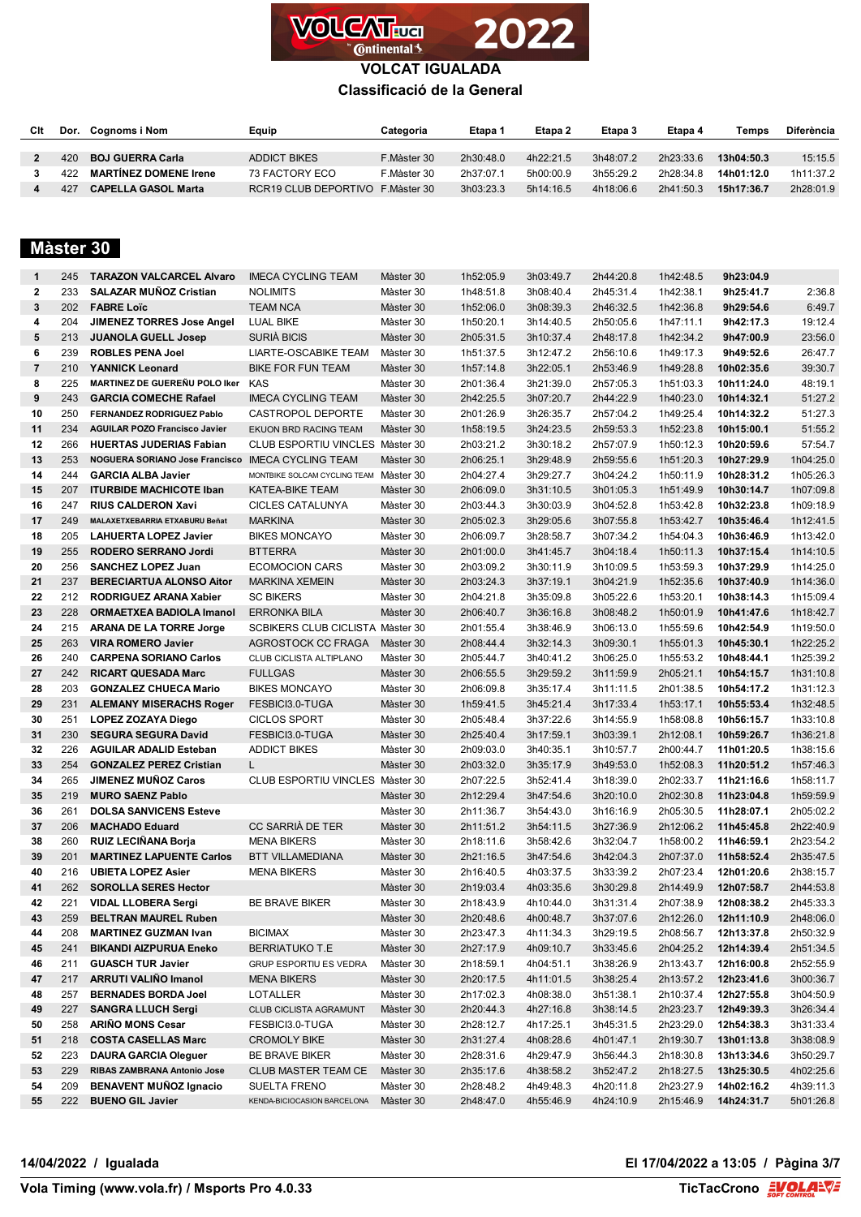# VOLCAT IGUALADA

## Classificació de la General

| Clt | Dor. | Cognoms i Nom | Equip | Categoria | Etapa 1 | Etapa 2 | Etapa 3 | Etapa 4 | Temps | Diferència |
|---|---|---|---|---|---|---|---|---|---|---|
| 2 | 420 | **BOJ GUERRA Carla** | ADDICT BIKES | F.Màster 30 | 2h30:48.0 | 4h22:21.5 | 3h48:07.2 | 2h23:33.6 | **13h04:50.3** | 15:15.5 |
| 3 | 422 | **MARTÍNEZ DOMENE Irene** | 73 FACTORY ECO | F.Màster 30 | 2h37:07.1 | 5h00:00.9 | 3h55:29.2 | 2h28:34.8 | **14h01:12.0** | 1h11:37.2 |
| 4 | 427 | **CAPELLA GASOL Marta** | RCR19 CLUB DEPORTIVO | F.Màster 30 | 3h03:23.3 | 5h14:16.5 | 4h18:06.6 | 2h41:50.3 | **15h17:36.7** | 2h28:01.9 |

## Màster 30

| Clt | Dor. | Cognoms i Nom | Equip | Categoria | Etapa 1 | Etapa 2 | Etapa 3 | Etapa 4 | Temps | Diferència |
|---|---|---|---|---|---|---|---|---|---|---|
| 1 | 245 | **TARAZON VALCARCEL Alvaro** | IMECA CYCLING TEAM | Màster 30 | 1h52:05.9 | 3h03:49.7 | 2h44:20.8 | 1h42:48.5 | **9h23:04.9** | |
| 2 | 233 | **SALAZAR MUÑOZ Cristian** | NOLIMITS | Màster 30 | 1h48:51.8 | 3h08:40.4 | 2h45:31.4 | 1h42:38.1 | **9h25:41.7** | 2:36.8 |
| 3 | 202 | **FABRE Loïc** | TEAM NCA | Màster 30 | 1h52:06.0 | 3h08:39.3 | 2h46:32.5 | 1h42:36.8 | **9h29:54.6** | 6:49.7 |
| 4 | 204 | **JIMENEZ TORRES Jose Angel** | LUAL BIKE | Màster 30 | 1h50:20.1 | 3h14:40.5 | 2h50:05.6 | 1h47:11.1 | **9h42:17.3** | 19:12.4 |
| 5 | 213 | **JUANOLA GUELL Josep** | SURIÀ BICIS | Màster 30 | 2h05:31.5 | 3h10:37.4 | 2h48:17.8 | 1h42:34.2 | **9h47:00.9** | 23:56.0 |
| 6 | 239 | **ROBLES PENA Joel** | LIARTE-OSCABIKE TEAM | Màster 30 | 1h51:37.5 | 3h12:47.2 | 2h56:10.6 | 1h49:17.3 | **9h49:52.6** | 26:47.7 |
| 7 | 210 | **YANNICK Leonard** | BIKE FOR FUN TEAM | Màster 30 | 1h57:14.8 | 3h22:05.1 | 2h53:46.9 | 1h49:28.8 | **10h02:35.6** | 39:30.7 |
| 8 | 225 | **MARTINEZ DE GUEREÑU POLO Iker** | KAS | Màster 30 | 2h01:36.4 | 3h21:39.0 | 2h57:05.3 | 1h51:03.3 | **10h11:24.0** | 48:19.1 |
| 9 | 243 | **GARCIA COMECHE Rafael** | IMECA CYCLING TEAM | Màster 30 | 2h42:25.5 | 3h07:20.7 | 2h44:22.9 | 1h40:23.0 | **10h14:32.1** | 51:27.2 |
| 10 | 250 | **FERNANDEZ RODRIGUEZ Pablo** | CASTROPOL DEPORTE | Màster 30 | 2h01:26.9 | 3h26:35.7 | 2h57:04.2 | 1h49:25.4 | **10h14:32.2** | 51:27.3 |
| 11 | 234 | **AGUILAR POZO Francisco Javier** | EKUON BRD RACING TEAM | Màster 30 | 1h58:19.5 | 3h24:23.5 | 2h59:53.3 | 1h52:23.8 | **10h15:00.1** | 51:55.2 |
| 12 | 266 | **HUERTAS JUDERIAS Fabian** | CLUB ESPORTIU VINCLES | Màster 30 | 2h03:21.2 | 3h30:18.2 | 2h57:07.9 | 1h50:12.3 | **10h20:59.6** | 57:54.7 |
| 13 | 253 | **NOGUERA SORIANO Jose Francisco** | IMECA CYCLING TEAM | Màster 30 | 2h06:25.1 | 3h29:48.9 | 2h59:55.6 | 1h51:20.3 | **10h27:29.9** | 1h04:25.0 |
| 14 | 244 | **GARCIA ALBA Javier** | MONTBIKE SOLCAM CYCLING TEAM | Màster 30 | 2h04:27.4 | 3h29:27.7 | 3h04:24.2 | 1h50:11.9 | **10h28:31.2** | 1h05:26.3 |
| 15 | 207 | **ITURBIDE MACHICOTE Iban** | KATEA-BIKE TEAM | Màster 30 | 2h06:09.0 | 3h31:10.5 | 3h01:05.3 | 1h51:49.9 | **10h30:14.7** | 1h07:09.8 |
| 16 | 247 | **RIUS CALDERON Xavi** | CICLES CATALUNYA | Màster 30 | 2h03:44.3 | 3h30:03.9 | 3h04:52.8 | 1h53:42.8 | **10h32:23.8** | 1h09:18.9 |
| 17 | 249 | **MALAXETXEBARRIA ETXABURU Beñat** | MARKINA | Màster 30 | 2h05:02.3 | 3h29:05.6 | 3h07:55.8 | 1h53:42.7 | **10h35:46.4** | 1h12:41.5 |
| 18 | 205 | **LAHUERTA LOPEZ Javier** | BIKES MONCAYO | Màster 30 | 2h06:09.7 | 3h28:58.7 | 3h07:34.2 | 1h54:04.3 | **10h36:46.9** | 1h13:42.0 |
| 19 | 255 | **RODERO SERRANO Jordi** | BTTERRA | Màster 30 | 2h01:00.0 | 3h41:45.7 | 3h04:18.4 | 1h50:11.3 | **10h37:15.4** | 1h14:10.5 |
| 20 | 256 | **SANCHEZ LOPEZ Juan** | ECOMOCION CARS | Màster 30 | 2h03:09.2 | 3h30:11.9 | 3h10:09.5 | 1h53:59.3 | **10h37:29.9** | 1h14:25.0 |
| 21 | 237 | **BERECIARTUA ALONSO Aitor** | MARKINA XEMEIN | Màster 30 | 2h03:24.3 | 3h37:19.1 | 3h04:21.9 | 1h52:35.6 | **10h37:40.9** | 1h14:36.0 |
| 22 | 212 | **RODRIGUEZ ARANA Xabier** | SC BIKERS | Màster 30 | 2h04:21.8 | 3h35:09.8 | 3h05:22.6 | 1h53:20.1 | **10h38:14.3** | 1h15:09.4 |
| 23 | 228 | **ORMAETXEA BADIOLA Imanol** | ERRONKA BILA | Màster 30 | 2h06:40.7 | 3h36:16.8 | 3h08:48.2 | 1h50:01.9 | **10h41:47.6** | 1h18:42.7 |
| 24 | 215 | **ARANA DE LA TORRE Jorge** | SCBIKERS CLUB CICLISTA | Màster 30 | 2h01:55.4 | 3h38:46.9 | 3h06:13.0 | 1h55:59.6 | **10h42:54.9** | 1h19:50.0 |
| 25 | 263 | **VIRA ROMERO Javier** | AGROSTOCK CC FRAGA | Màster 30 | 2h08:44.4 | 3h32:14.3 | 3h09:30.1 | 1h55:01.3 | **10h45:30.1** | 1h22:25.2 |
| 26 | 240 | **CARPENA SORIANO Carlos** | CLUB CICLISTA ALTIPLANO | Màster 30 | 2h05:44.7 | 3h40:41.2 | 3h06:25.0 | 1h55:53.2 | **10h48:44.1** | 1h25:39.2 |
| 27 | 242 | **RICART QUESADA Marc** | FULLGAS | Màster 30 | 2h06:55.5 | 3h29:59.2 | 3h11:59.9 | 2h05:21.1 | **10h54:15.7** | 1h31:10.8 |
| 28 | 203 | **GONZALEZ CHUECA Mario** | BIKES MONCAYO | Màster 30 | 2h06:09.8 | 3h35:17.4 | 3h11:11.5 | 2h01:38.5 | **10h54:17.2** | 1h31:12.3 |
| 29 | 231 | **ALEMANY MISERACHS Roger** | FESBICI3.0-TUGA | Màster 30 | 1h59:41.5 | 3h45:21.4 | 3h17:33.4 | 1h53:17.1 | **10h55:53.4** | 1h32:48.5 |
| 30 | 251 | **LOPEZ ZOZAYA Diego** | CICLOS SPORT | Màster 30 | 2h05:48.4 | 3h37:22.6 | 3h14:55.9 | 1h58:08.8 | **10h56:15.7** | 1h33:10.8 |
| 31 | 230 | **SEGURA SEGURA David** | FESBICI3.0-TUGA | Màster 30 | 2h25:40.4 | 3h17:59.1 | 3h03:39.1 | 2h12:08.1 | **10h59:26.7** | 1h36:21.8 |
| 32 | 226 | **AGUILAR ADALID Esteban** | ADDICT BIKES | Màster 30 | 2h09:03.0 | 3h40:35.1 | 3h10:57.7 | 2h00:44.7 | **11h01:20.5** | 1h38:15.6 |
| 33 | 254 | **GONZALEZ PEREZ Cristian** | L | Màster 30 | 2h03:32.0 | 3h35:17.9 | 3h49:53.0 | 1h52:08.3 | **11h20:51.2** | 1h57:46.3 |
| 34 | 265 | **JIMENEZ MUÑOZ Caros** | CLUB ESPORTIU VINCLES | Màster 30 | 2h07:22.5 | 3h52:41.4 | 3h18:39.0 | 2h02:33.7 | **11h21:16.6** | 1h58:11.7 |
| 35 | 219 | **MURO SAENZ Pablo** | | Màster 30 | 2h12:29.4 | 3h47:54.6 | 3h20:10.0 | 2h02:30.8 | **11h23:04.8** | 1h59:59.9 |
| 36 | 261 | **DOLSA SANVICENS Esteve** | | Màster 30 | 2h11:36.7 | 3h54:43.0 | 3h16:16.9 | 2h05:30.5 | **11h28:07.1** | 2h05:02.2 |
| 37 | 206 | **MACHADO Eduard** | CC SARRIÀ DE TER | Màster 30 | 2h11:51.2 | 3h54:11.5 | 3h27:36.9 | 2h12:06.2 | **11h45:45.8** | 2h22:40.9 |
| 38 | 260 | **RUIZ LECIÑANA Borja** | MENA BIKERS | Màster 30 | 2h18:11.6 | 3h58:42.6 | 3h32:04.7 | 1h58:00.2 | **11h46:59.1** | 2h23:54.2 |
| 39 | 201 | **MARTINEZ LAPUENTE Carlos** | BTT VILLAMEDIANA | Màster 30 | 2h21:16.5 | 3h47:54.6 | 3h42:04.3 | 2h07:37.0 | **11h58:52.4** | 2h35:47.5 |
| 40 | 216 | **UBIETA LOPEZ Asier** | MENA BIKERS | Màster 30 | 2h16:40.5 | 4h03:37.5 | 3h33:39.2 | 2h07:23.4 | **12h01:20.6** | 2h38:15.7 |
| 41 | 262 | **SOROLLA SERES Hector** | | Màster 30 | 2h19:03.4 | 4h03:35.6 | 3h30:29.8 | 2h14:49.9 | **12h07:58.7** | 2h44:53.8 |
| 42 | 221 | **VIDAL LLOBERA Sergi** | BE BRAVE BIKER | Màster 30 | 2h18:43.9 | 4h10:44.0 | 3h31:31.4 | 2h07:38.9 | **12h08:38.2** | 2h45:33.3 |
| 43 | 259 | **BELTRAN MAUREL Ruben** | | Màster 30 | 2h20:48.6 | 4h00:48.7 | 3h37:07.6 | 2h12:26.0 | **12h11:10.9** | 2h48:06.0 |
| 44 | 208 | **MARTINEZ GUZMAN Ivan** | BICIMAX | Màster 30 | 2h23:47.3 | 4h11:34.3 | 3h29:19.5 | 2h08:56.7 | **12h13:37.8** | 2h50:32.9 |
| 45 | 241 | **BIKANDI AIZPURUA Eneko** | BERRIATUKO T.E | Màster 30 | 2h27:17.9 | 4h09:10.7 | 3h33:45.6 | 2h04:25.2 | **12h14:39.4** | 2h51:34.5 |
| 46 | 211 | **GUASCH TUR Javier** | GRUP ESPORTIU ES VEDRA | Màster 30 | 2h18:59.1 | 4h04:51.1 | 3h38:26.9 | 2h13:43.7 | **12h16:00.8** | 2h52:55.9 |
| 47 | 217 | **ARRUTI VALIÑO Imanol** | MENA BIKERS | Màster 30 | 2h20:17.5 | 4h11:01.5 | 3h38:25.4 | 2h13:57.2 | **12h23:41.6** | 3h00:36.7 |
| 48 | 257 | **BERNADES BORDA Joel** | LOTALLER | Màster 30 | 2h17:02.3 | 4h08:38.0 | 3h51:38.1 | 2h10:37.4 | **12h27:55.8** | 3h04:50.9 |
| 49 | 227 | **SANGRA LLUCH Sergi** | CLUB CICLISTA AGRAMUNT | Màster 30 | 2h20:44.3 | 4h27:16.8 | 3h38:14.5 | 2h23:23.7 | **12h49:39.3** | 3h26:34.4 |
| 50 | 258 | **ARIÑO MONS Cesar** | FESBICI3.0-TUGA | Màster 30 | 2h28:12.7 | 4h17:25.1 | 3h45:31.5 | 2h23:29.0 | **12h54:38.3** | 3h31:33.4 |
| 51 | 218 | **COSTA CASELLAS Marc** | CROMOLY BIKE | Màster 30 | 2h31:27.4 | 4h08:28.6 | 4h01:47.1 | 2h19:30.7 | **13h01:13.8** | 3h38:08.9 |
| 52 | 223 | **DAURA GARCIA Oleguer** | BE BRAVE BIKER | Màster 30 | 2h28:31.6 | 4h29:47.9 | 3h56:44.3 | 2h18:30.8 | **13h13:34.6** | 3h50:29.7 |
| 53 | 229 | **RIBAS ZAMBRANA Antonio Jose** | CLUB MASTER TEAM CE | Màster 30 | 2h35:17.6 | 4h38:58.2 | 3h52:47.2 | 2h18:27.5 | **13h25:30.5** | 4h02:25.6 |
| 54 | 209 | **BENAVENT MUÑOZ Ignacio** | SUELTA FRENO | Màster 30 | 2h28:48.2 | 4h49:48.3 | 4h20:11.8 | 2h23:27.9 | **14h02:16.2** | 4h39:11.3 |
| 55 | 222 | **BUENO GIL Javier** | KENDA-BICIOCASION BARCELONA | Màster 30 | 2h48:47.0 | 4h55:46.9 | 4h24:10.9 | 2h15:46.9 | **14h24:31.7** | 5h01:26.8 |

**14/04/2022 / Igualada** — **El 17/04/2022 a 13:05**

**Vola Timing (www.vola.fr) / Msports Pro 4.0.33** — **TicTacCrono**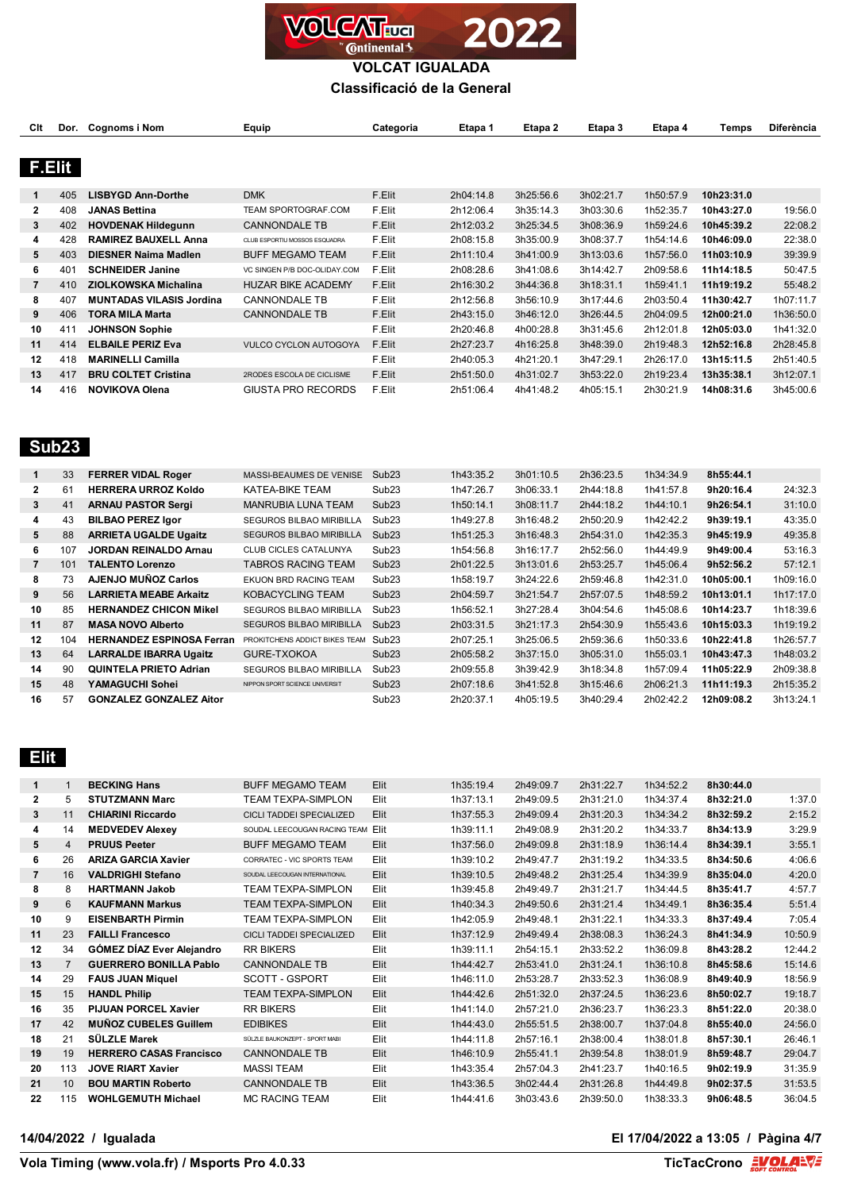# VOLCAT IGUALADA

## Classificació de la General

| Clt | Dor. | Cognoms i Nom | Equip | Categoria | Etapa 1 | Etapa 2 | Etapa 3 | Etapa 4 | Temps | Diferència |
|---|---|---|---|---|---|---|---|---|---|---|

### F.Elit

| Clt | Dor. | Cognoms i Nom | Equip | Categoria | Etapa 1 | Etapa 2 | Etapa 3 | Etapa 4 | Temps | Diferència |
|---|---|---|---|---|---|---|---|---|---|---|
| 1 | 405 | **LISBYGD Ann-Dorthe** | DMK | F.Elit | 2h04:14.8 | 3h25:56.6 | 3h02:21.7 | 1h50:57.9 | **10h23:31.0** | |
| 2 | 408 | **JANAS Bettina** | TEAM SPORTOGRAF.COM | F.Elit | 2h12:06.4 | 3h35:14.3 | 3h03:30.6 | 1h52:35.7 | **10h43:27.0** | 19:56.0 |
| 3 | 402 | **HOVDENAK Hildegunn** | CANNONDALE TB | F.Elit | 2h12:03.2 | 3h25:34.5 | 3h08:36.9 | 1h59:24.6 | **10h45:39.2** | 22:08.2 |
| 4 | 428 | **RAMIREZ BAUXELL Anna** | CLUB ESPORTIU MOSSOS ESQUADRA | F.Elit | 2h08:15.8 | 3h35:00.9 | 3h08:37.7 | 1h54:14.6 | **10h46:09.0** | 22:38.0 |
| 5 | 403 | **DIESNER Naima Madlen** | BUFF MEGAMO TEAM | F.Elit | 2h11:10.4 | 3h41:00.9 | 3h13:03.6 | 1h57:56.0 | **11h03:10.9** | 39:39.9 |
| 6 | 401 | **SCHNEIDER Janine** | VC SINGEN P/B DOC-OLIDAY.COM | F.Elit | 2h08:28.6 | 3h41:08.6 | 3h14:42.7 | 2h09:58.6 | **11h14:18.5** | 50:47.5 |
| 7 | 410 | **ZIOLKOWSKA Michalina** | HUZAR BIKE ACADEMY | F.Elit | 2h16:30.2 | 3h44:36.8 | 3h18:31.1 | 1h59:41.1 | **11h19:19.2** | 55:48.2 |
| 8 | 407 | **MUNTADAS VILASIS Jordina** | CANNONDALE TB | F.Elit | 2h12:56.8 | 3h56:10.9 | 3h17:44.6 | 2h03:50.4 | **11h30:42.7** | 1h07:11.7 |
| 9 | 406 | **TORA MILA Marta** | CANNONDALE TB | F.Elit | 2h43:15.0 | 3h46:12.0 | 3h26:44.5 | 2h04:09.5 | **12h00:21.0** | 1h36:50.0 |
| 10 | 411 | **JOHNSON Sophie** | | F.Elit | 2h20:46.8 | 4h00:28.8 | 3h31:45.6 | 2h12:01.8 | **12h05:03.0** | 1h41:32.0 |
| 11 | 414 | **ELBAILE PERIZ Eva** | VULCO CYCLON AUTOGOYA | F.Elit | 2h27:23.7 | 4h16:25.8 | 3h48:39.0 | 2h19:48.3 | **12h52:16.8** | 2h28:45.8 |
| 12 | 418 | **MARINELLI Camilla** | | F.Elit | 2h40:05.9 | 4h21:20.1 | 3h47:29.1 | 2h26:17.0 | **13h15:11.5** | 2h51:40.5 |
| 13 | 417 | **BRU COLTET Cristina** | 2RODES ESCOLA DE CICLISME | F.Elit | 2h51:50.0 | 4h31:02.7 | 3h53:22.0 | 2h19:23.4 | **13h35:38.1** | 3h12:07.1 |
| 14 | 416 | **NOVIKOVA Olena** | GIUSTA PRO RECORDS | F.Elit | 2h51:06.4 | 4h41:48.2 | 4h05:15.1 | 2h30:21.9 | **14h08:31.6** | 3h45:00.6 |

### Sub23

| Clt | Dor. | Cognoms i Nom | Equip | Categoria | Etapa 1 | Etapa 2 | Etapa 3 | Etapa 4 | Temps | Diferència |
|---|---|---|---|---|---|---|---|---|---|---|
| 1 | 33 | **FERRER VIDAL Roger** | MASSI-BEAUMES DE VENISE | Sub23 | 1h43:35.2 | 3h01:10.5 | 2h36:23.5 | 1h34:34.9 | **8h55:44.1** | |
| 2 | 61 | **HERRERA URROZ Koldo** | KATEA-BIKE TEAM | Sub23 | 1h47:26.7 | 3h06:33.1 | 2h44:18.8 | 1h41:57.8 | **9h20:16.4** | 24:32.3 |
| 3 | 41 | **ARNAU PASTOR Sergi** | MANRUBIA LUNA TEAM | Sub23 | 1h50:14.1 | 3h08:11.7 | 2h44:18.2 | 1h44:10.1 | **9h26:54.1** | 31:10.0 |
| 4 | 43 | **BILBAO PEREZ Igor** | SEGUROS BILBAO MIRIBILLA | Sub23 | 1h49:27.8 | 3h16:48.2 | 2h50:20.9 | 1h42:42.2 | **9h39:19.1** | 43:35.0 |
| 5 | 88 | **ARRIETA UGALDE Ugaitz** | SEGUROS BILBAO MIRIBILLA | Sub23 | 1h51:25.3 | 3h16:48.3 | 2h54:31.0 | 1h42:35.3 | **9h45:19.9** | 49:35.8 |
| 6 | 107 | **JORDAN REINALDO Arnau** | CLUB CICLES CATALUNYA | Sub23 | 1h54:56.8 | 3h16:17.7 | 2h52:56.0 | 1h44:49.9 | **9h49:00.4** | 53:16.3 |
| 7 | 101 | **TALENTO Lorenzo** | TABROS RACING TEAM | Sub23 | 2h01:22.5 | 3h13:01.6 | 2h53:25.7 | 1h45:06.4 | **9h52:56.2** | 57:12.1 |
| 8 | 73 | **AJENJO MUÑOZ Carlos** | EKUON BRD RACING TEAM | Sub23 | 1h58:19.7 | 3h24:22.6 | 2h59:46.8 | 1h42:31.0 | **10h05:00.1** | 1h09:16.0 |
| 9 | 56 | **LARRIETA MEABE Arkaitz** | KOBACYCLING TEAM | Sub23 | 2h04:59.7 | 3h21:54.7 | 2h57:07.5 | 1h48:59.2 | **10h13:01.1** | 1h17:17.0 |
| 10 | 85 | **HERNANDEZ CHICON Mikel** | SEGUROS BILBAO MIRIBILLA | Sub23 | 1h56:52.1 | 3h27:28.4 | 3h04:54.6 | 1h45:08.6 | **10h14:23.7** | 1h18:39.6 |
| 11 | 87 | **MASA NOVO Alberto** | SEGUROS BILBAO MIRIBILLA | Sub23 | 2h03:31.5 | 3h21:17.3 | 2h54:30.9 | 1h55:43.6 | **10h15:03.3** | 1h19:19.2 |
| 12 | 104 | **HERNANDEZ ESPINOSA Ferran** | PROKITCHENS ADDICT BIKES TEAM | Sub23 | 2h07:25.1 | 3h25:06.5 | 2h59:36.6 | 1h50:33.6 | **10h22:41.8** | 1h26:57.7 |
| 13 | 64 | **LARRALDE IBARRA Ugaitz** | GURE-TXOKOA | Sub23 | 2h05:58.2 | 3h37:15.0 | 3h05:31.0 | 1h55:03.1 | **10h43:47.3** | 1h48:03.2 |
| 14 | 90 | **QUINTELA PRIETO Adrian** | SEGUROS BILBAO MIRIBILLA | Sub23 | 2h09:55.8 | 3h39:42.9 | 3h18:34.8 | 1h57:09.4 | **11h05:22.9** | 2h09:38.8 |
| 15 | 48 | **YAMAGUCHI Sohei** | NIPPON SPORT SCIENCE UNIVERSIT | Sub23 | 2h07:18.6 | 3h41:52.8 | 3h15:46.6 | 2h06:21.3 | **11h11:19.3** | 2h15:35.2 |
| 16 | 57 | **GONZALEZ GONZALEZ Aitor** | | Sub23 | 2h20:37.1 | 4h05:19.5 | 3h40:29.4 | 2h02:42.2 | **12h09:08.2** | 3h13:24.1 |

### Elit

| Clt | Dor. | Cognoms i Nom | Equip | Categoria | Etapa 1 | Etapa 2 | Etapa 3 | Etapa 4 | Temps | Diferència |
|---|---|---|---|---|---|---|---|---|---|---|
| 1 | 1 | **BECKING Hans** | BUFF MEGAMO TEAM | Elit | 1h35:19.4 | 2h49:09.7 | 2h31:22.7 | 1h34:52.2 | **8h30:44.0** | |
| 2 | 5 | **STUTZMANN Marc** | TEAM TEXPA-SIMPLON | Elit | 1h37:13.1 | 2h49:09.5 | 2h31:21.0 | 1h34:37.4 | **8h32:21.0** | 1:37.0 |
| 3 | 11 | **CHIARINI Riccardo** | CICLI TADDEI SPECIALIZED | Elit | 1h37:55.3 | 2h49:09.4 | 2h31:20.3 | 1h34:34.2 | **8h32:59.2** | 2:15.2 |
| 4 | 14 | **MEDVEDEV Alexey** | SOUDAL LEECOUGAN RACING TEAM | Elit | 1h39:11.1 | 2h49:08.9 | 2h31:20.2 | 1h34:33.7 | **8h34:13.9** | 3:29.9 |
| 5 | 4 | **PRUUS Peeter** | BUFF MEGAMO TEAM | Elit | 1h37:56.0 | 2h49:09.8 | 2h31:18.9 | 1h36:14.4 | **8h34:39.1** | 3:55.1 |
| 6 | 26 | **ARIZA GARCIA Xavier** | CORRATEC - VIC SPORTS TEAM | Elit | 1h39:10.2 | 2h49:47.7 | 2h31:19.2 | 1h34:33.5 | **8h34:50.6** | 4:06.6 |
| 7 | 16 | **VALDRIGHI Stefano** | SOUDAL LEECOUGAN INTERNATIONAL | Elit | 1h39:10.5 | 2h49:48.2 | 2h31:25.4 | 1h34:39.9 | **8h35:04.0** | 4:20.0 |
| 8 | 8 | **HARTMANN Jakob** | TEAM TEXPA-SIMPLON | Elit | 1h39:45.8 | 2h49:49.7 | 2h31:21.7 | 1h34:44.5 | **8h35:41.7** | 4:57.7 |
| 9 | 6 | **KAUFMANN Markus** | TEAM TEXPA-SIMPLON | Elit | 1h40:34.3 | 2h49:50.6 | 2h31:21.4 | 1h34:49.1 | **8h36:35.4** | 5:51.4 |
| 10 | 9 | **EISENBARTH Pirmin** | TEAM TEXPA-SIMPLON | Elit | 1h42:05.9 | 2h49:48.1 | 2h31:22.1 | 1h34:33.3 | **8h37:49.4** | 7:05.4 |
| 11 | 23 | **FAILLI Francesco** | CICLI TADDEI SPECIALIZED | Elit | 1h37:12.9 | 2h49:49.4 | 2h38:08.3 | 1h36:24.3 | **8h41:34.9** | 10:50.9 |
| 12 | 34 | **GÓMEZ DÍAZ Ever Alejandro** | RR BIKERS | Elit | 1h39:11.1 | 2h54:15.1 | 2h33:52.2 | 1h36:09.8 | **8h43:28.2** | 12:44.2 |
| 13 | 7 | **GUERRERO BONILLA Pablo** | CANNONDALE TB | Elit | 1h44:42.7 | 2h53:41.0 | 2h31:24.1 | 1h36:10.8 | **8h45:58.6** | 15:14.6 |
| 14 | 29 | **FAUS JUAN Miquel** | SCOTT - GSPORT | Elit | 1h46:11.0 | 2h53:28.7 | 2h33:52.3 | 1h36:08.9 | **8h49:40.9** | 18:56.9 |
| 15 | 15 | **HANDL Philip** | TEAM TEXPA-SIMPLON | Elit | 1h44:42.6 | 2h51:32.0 | 2h37:24.5 | 1h36:23.6 | **8h50:02.7** | 19:18.7 |
| 16 | 35 | **PIJUAN PORCEL Xavier** | RR BIKERS | Elit | 1h41:14.0 | 2h57:21.0 | 2h36:23.7 | 1h36:23.3 | **8h51:22.0** | 20:38.0 |
| 17 | 42 | **MUÑOZ CUBELES Guillem** | EDIBIKES | Elit | 1h44:43.0 | 2h55:51.5 | 2h38:00.7 | 1h37:04.8 | **8h55:40.0** | 24:56.0 |
| 18 | 21 | **SÜLZLE Marek** | SÜLZLE BAUKONZEPT - SPORT MABI | Elit | 1h44:11.8 | 2h57:16.1 | 2h38:00.4 | 1h38:01.8 | **8h57:30.1** | 26:46.1 |
| 19 | 19 | **HERRERO CASAS Francisco** | CANNONDALE TB | Elit | 1h46:10.9 | 2h55:41.1 | 2h39:54.8 | 1h38:01.9 | **8h59:48.7** | 29:04.7 |
| 20 | 113 | **JOVE RIART Xavier** | MASSI TEAM | Elit | 1h43:35.4 | 2h57:04.3 | 2h41:23.7 | 1h40:16.5 | **9h02:19.9** | 31:35.9 |
| 21 | 10 | **BOU MARTIN Roberto** | CANNONDALE TB | Elit | 1h43:36.5 | 3h02:44.4 | 2h31:26.8 | 1h44:49.8 | **9h02:37.5** | 31:53.5 |
| 22 | 115 | **WOHLGEMUTH Michael** | MC RACING TEAM | Elit | 1h44:41.6 | 3h03:43.6 | 2h39:50.0 | 1h38:33.3 | **9h06:48.5** | 36:04.5 |

**14/04/2022 / Igualada**

**El 17/04/2022 a 13:05**

**Vola Timing (www.vola.fr) / Msports Pro 4.0.33**

**TicTacCrono**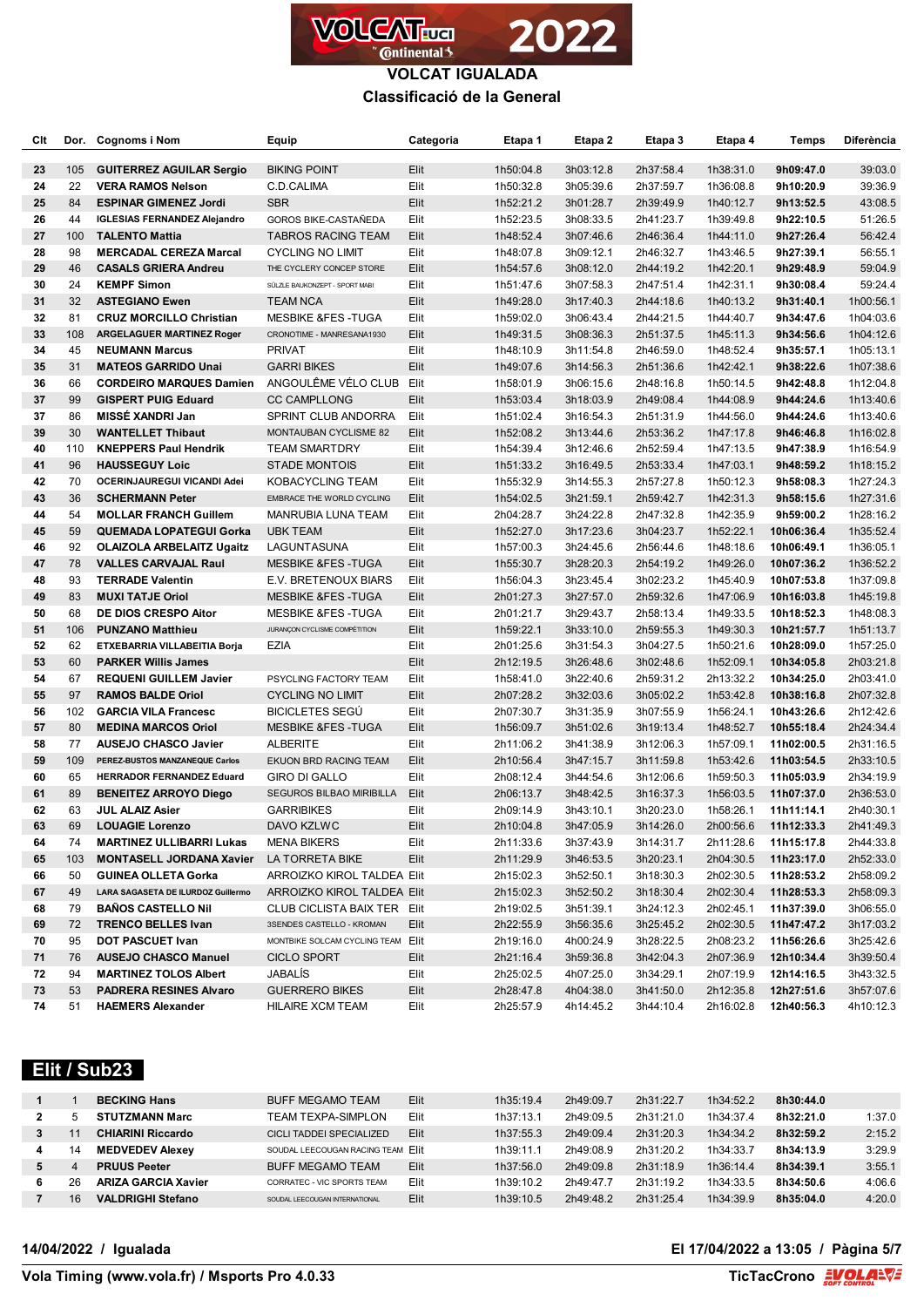# VOLCAT IGUALADA

## Classificació de la General

| Clt | Dor. | Cognoms i Nom | Equip | Categoria | Etapa 1 | Etapa 2 | Etapa 3 | Etapa 4 | Temps | Diferència |
|---|---|---|---|---|---|---|---|---|---|---|
| 23 | 105 | **GUITERREZ AGUILAR Sergio** | BIKING POINT | Elit | 1h50:04.8 | 3h03:12.8 | 2h37:58.4 | 1h38:31.0 | **9h09:47.0** | 39:03.0 |
| 24 | 22 | **VERA RAMOS Nelson** | C.D.CALIMA | Elit | 1h50:32.8 | 3h05:39.6 | 2h37:59.7 | 1h36:08.8 | **9h10:20.9** | 39:36.9 |
| 25 | 84 | **ESPINAR GIMENEZ Jordi** | SBR | Elit | 1h52:21.2 | 3h01:28.7 | 2h39:49.9 | 1h40:12.7 | **9h13:52.5** | 43:08.5 |
| 26 | 44 | **IGLESIAS FERNANDEZ Alejandro** | GOROS BIKE-CASTAÑEDA | Elit | 1h52:23.5 | 3h08:33.5 | 2h41:23.7 | 1h39:49.8 | **9h22:10.5** | 51:26.5 |
| 27 | 100 | **TALENTO Mattia** | TABROS RACING TEAM | Elit | 1h48:52.4 | 3h07:46.6 | 2h46:36.4 | 1h44:11.0 | **9h27:26.4** | 56:42.4 |
| 28 | 98 | **MERCADAL CEREZA Marcal** | CYCLING NO LIMIT | Elit | 1h48:07.8 | 3h09:12.1 | 2h46:32.7 | 1h43:46.5 | **9h27:39.1** | 56:55.1 |
| 29 | 46 | **CASALS GRIERA Andreu** | THE CYCLERY CONCEP STORE | Elit | 1h54:57.6 | 3h08:12.0 | 2h44:19.2 | 1h42:20.1 | **9h29:48.9** | 59:04.9 |
| 30 | 24 | **KEMPF Simon** | SÜLZLE BAUKONZEPT - SPORT MABI | Elit | 1h51:47.6 | 3h07:58.3 | 2h47:51.4 | 1h42:31.1 | **9h30:08.4** | 59:24.4 |
| 31 | 32 | **ASTEGIANO Ewen** | TEAM NCA | Elit | 1h49:28.0 | 3h17:40.3 | 2h44:18.6 | 1h40:13.2 | **9h31:40.1** | 1h00:56.1 |
| 32 | 81 | **CRUZ MORCILLO Christian** | MESBIKE &FES -TUGA | Elit | 1h59:02.0 | 3h06:43.4 | 2h44:21.5 | 1h44:40.7 | **9h34:47.6** | 1h04:03.6 |
| 33 | 108 | **ARGELAGUER MARTINEZ Roger** | CRONOTIME - MANRESANA1930 | Elit | 1h49:31.5 | 3h08:36.3 | 2h51:37.5 | 1h45:11.3 | **9h34:56.6** | 1h04:12.6 |
| 34 | 45 | **NEUMANN Marcus** | PRIVAT | Elit | 1h48:10.9 | 3h11:54.8 | 2h46:59.0 | 1h48:52.4 | **9h35:57.1** | 1h05:13.1 |
| 35 | 31 | **MATEOS GARRIDO Unai** | GARRI BIKES | Elit | 1h49:07.6 | 3h14:56.3 | 2h51:36.6 | 1h42:42.1 | **9h38:22.6** | 1h07:38.6 |
| 36 | 66 | **CORDEIRO MARQUES Damien** | ANGOULÊME VÉLO CLUB | Elit | 1h58:01.9 | 3h06:15.6 | 2h48:16.8 | 1h50:14.5 | **9h42:48.8** | 1h12:04.8 |
| 37 | 99 | **GISPERT PUIG Eduard** | CC CAMPLLONG | Elit | 1h53:03.4 | 3h18:03.9 | 2h49:08.4 | 1h44:08.9 | **9h44:24.6** | 1h13:40.6 |
| 37 | 86 | **MISSÉ XANDRI Jan** | SPRINT CLUB ANDORRA | Elit | 1h51:02.4 | 3h16:54.3 | 2h51:31.9 | 1h44:56.0 | **9h44:24.6** | 1h13:40.6 |
| 39 | 30 | **WANTELLET Thibaut** | MONTAUBAN CYCLISME 82 | Elit | 1h52:08.2 | 3h13:44.6 | 2h53:36.2 | 1h47:17.8 | **9h46:46.8** | 1h16:02.8 |
| 40 | 110 | **KNEPPERS Paul Hendrik** | TEAM SMARTDRY | Elit | 1h54:39.4 | 3h12:46.6 | 2h52:59.4 | 1h47:13.5 | **9h47:38.9** | 1h16:54.9 |
| 41 | 96 | **HAUSSEGUY Loic** | STADE MONTOIS | Elit | 1h51:33.2 | 3h16:49.5 | 2h53:33.4 | 1h47:03.1 | **9h48:59.2** | 1h18:15.2 |
| 42 | 70 | **OCERINJAUREGUI VICANDI Adei** | KOBACYCLING TEAM | Elit | 1h55:32.9 | 3h14:55.3 | 2h57:27.8 | 1h50:12.3 | **9h58:08.3** | 1h27:24.3 |
| 43 | 36 | **SCHERMANN Peter** | EMBRACE THE WORLD CYCLING | Elit | 1h54:02.5 | 3h21:59.1 | 2h59:42.7 | 1h42:31.3 | **9h58:15.6** | 1h27:31.6 |
| 44 | 54 | **MOLLAR FRANCH Guillem** | MANRUBIA LUNA TEAM | Elit | 2h04:28.7 | 3h24:22.8 | 2h47:32.8 | 1h42:35.9 | **9h59:00.2** | 1h28:16.2 |
| 45 | 59 | **QUEMADA LOPATEGUI Gorka** | UBK TEAM | Elit | 1h52:27.0 | 3h17:23.6 | 3h04:23.7 | 1h52:22.1 | **10h06:36.4** | 1h35:52.4 |
| 46 | 92 | **OLAIZOLA ARBELAITZ Ugaitz** | LAGUNTASUNA | Elit | 1h57:00.3 | 3h24:45.6 | 2h56:44.6 | 1h48:18.6 | **10h06:49.1** | 1h36:05.1 |
| 47 | 78 | **CARVAJAL CARVAJAL Raul** | MESBIKE &FES -TUGA | Elit | 1h55:30.7 | 3h28:20.3 | 2h54:19.2 | 1h49:26.0 | **10h07:36.2** | 1h36:52.2 |
| 48 | 93 | **TERRADE Valentin** | E.V. BRETENOUX BIARS | Elit | 1h56:04.3 | 3h23:45.4 | 3h02:23.2 | 1h45:40.9 | **10h07:53.8** | 1h37:09.8 |
| 49 | 83 | **MUXI TATJE Oriol** | MESBIKE &FES -TUGA | Elit | 2h01:27.3 | 3h27:57.0 | 2h59:32.6 | 1h47:06.9 | **10h16:03.8** | 1h45:19.8 |
| 50 | 68 | **DE DIOS CRESPO Aitor** | MESBIKE &FES -TUGA | Elit | 2h01:21.7 | 3h29:43.7 | 2h58:13.4 | 1h49:33.5 | **10h18:52.3** | 1h48:08.3 |
| 51 | 106 | **PUNZANO Matthieu** | JURANÇON CYCLISME COMPÉTITION | Elit | 1h59:22.1 | 3h33:10.0 | 2h59:55.3 | 1h49:30.3 | **10h21:57.7** | 1h51:13.7 |
| 52 | 62 | **ETXEBARRIA VILLABEITIA Borja** | EZIA | Elit | 2h01:25.6 | 3h31:54.3 | 3h04:27.5 | 1h50:21.6 | **10h28:09.0** | 1h57:25.0 |
| 53 | 60 | **PARKER Willis James** | | Elit | 2h12:19.5 | 3h26:48.6 | 3h02:48.6 | 1h52:09.1 | **10h34:05.8** | 2h03:21.8 |
| 54 | 67 | **REQUENI GUILLEM Javier** | PSYCLING FACTORY TEAM | Elit | 1h58:41.0 | 3h22:40.6 | 2h59:31.2 | 2h13:32.2 | **10h34:25.0** | 2h03:41.0 |
| 55 | 97 | **RAMOS BALDE Oriol** | CYCLING NO LIMIT | Elit | 2h07:28.2 | 3h32:03.6 | 3h05:02.2 | 1h53:42.8 | **10h38:16.8** | 2h07:32.8 |
| 56 | 102 | **GARCIA VILA Francesc** | BICICLETES SEGÚ | Elit | 2h07:30.7 | 3h31:35.9 | 3h07:55.9 | 1h56:24.1 | **10h43:26.6** | 2h12:42.6 |
| 57 | 80 | **MEDINA MARCOS Oriol** | MESBIKE &FES -TUGA | Elit | 1h56:09.7 | 3h51:02.6 | 3h19:13.4 | 1h48:52.7 | **10h55:18.4** | 2h24:34.4 |
| 58 | 77 | **AUSEJO CHASCO Javier** | ALBERITE | Elit | 2h11:06.2 | 3h41:38.9 | 3h12:06.3 | 1h57:09.1 | **11h02:00.5** | 2h31:16.5 |
| 59 | 109 | **PEREZ-BUSTOS MANZANEQUE Carlos** | EKUON BRD RACING TEAM | Elit | 2h10:56.4 | 3h47:15.7 | 3h11:59.8 | 1h53:42.6 | **11h03:54.5** | 2h33:10.5 |
| 60 | 65 | **HERRADOR FERNANDEZ Eduard** | GIRO DI GALLO | Elit | 2h08:12.4 | 3h44:54.6 | 3h12:06.6 | 1h59:50.3 | **11h05:03.9** | 2h34:19.9 |
| 61 | 89 | **BENEITEZ ARROYO Diego** | SEGUROS BILBAO MIRIBILLA | Elit | 2h06:13.7 | 3h48:42.5 | 3h16:37.3 | 1h56:03.5 | **11h07:37.0** | 2h36:53.0 |
| 62 | 63 | **JUL ALAIZ Asier** | GARRIBIKES | Elit | 2h09:14.9 | 3h43:10.1 | 3h20:23.0 | 1h58:26.1 | **11h11:14.1** | 2h40:30.1 |
| 63 | 69 | **LOUAGIE Lorenzo** | DAVO KZLWC | Elit | 2h10:04.8 | 3h47:05.9 | 3h14:26.0 | 2h00:56.6 | **11h12:33.3** | 2h41:49.3 |
| 64 | 74 | **MARTINEZ ULLIBARRI Lukas** | MENA BIKERS | Elit | 2h11:33.6 | 3h37:43.9 | 3h14:31.7 | 2h11:28.6 | **11h15:17.8** | 2h44:33.8 |
| 65 | 103 | **MONTASELL JORDANA Xavier** | LA TORRETA BIKE | Elit | 2h11:29.9 | 3h46:53.5 | 3h20:23.1 | 2h04:30.5 | **11h23:17.0** | 2h52:33.0 |
| 66 | 50 | **GUINEA OLLETA Gorka** | ARROIZKO KIROL TALDEA | Elit | 2h15:02.3 | 3h52:50.1 | 3h18:30.3 | 2h02:30.5 | **11h28:53.2** | 2h58:09.2 |
| 67 | 49 | **LARA SAGASETA DE ILURDOZ Guillermo** | ARROIZKO KIROL TALDEA | Elit | 2h15:02.3 | 3h52:50.2 | 3h18:30.4 | 2h02:30.4 | **11h28:53.3** | 2h58:09.3 |
| 68 | 79 | **BAÑOS CASTELLO Nil** | CLUB CICLISTA BAIX TER | Elit | 2h19:02.5 | 3h51:39.1 | 3h24:12.3 | 2h02:45.1 | **11h37:39.0** | 3h06:55.0 |
| 69 | 72 | **TRENCO BELLES Ivan** | 3SENDES CASTELLO - KROMAN | Elit | 2h22:55.9 | 3h56:35.6 | 3h25:45.2 | 2h02:30.5 | **11h47:47.2** | 3h17:03.2 |
| 70 | 95 | **DOT PASCUET Ivan** | MONTBIKE SOLCAM CYCLING TEAM | Elit | 2h19:16.0 | 4h00:24.9 | 3h28:22.5 | 2h08:23.2 | **11h56:26.6** | 3h25:42.6 |
| 71 | 76 | **AUSEJO CHASCO Manuel** | CICLO SPORT | Elit | 2h21:16.4 | 3h59:36.8 | 3h43:29.5 | 2h07:36.9 | **12h10:34.4** | 3h39:50.4 |
| 72 | 94 | **MARTINEZ TOLOS Albert** | JABALÍS | Elit | 2h25:02.5 | 4h07:25.0 | 3h34:29.1 | 2h07:19.9 | **12h14:16.5** | 3h43:32.5 |
| 73 | 53 | **PADRERA RESINES Alvaro** | GUERRERO BIKES | Elit | 2h28:47.8 | 4h04:38.0 | 3h41:50.0 | 2h12:35.8 | **12h27:51.6** | 3h57:07.6 |
| 74 | 51 | **HAEMERS Alexander** | HILAIRE XCM TEAM | Elit | 2h25:57.9 | 4h14:45.2 | 3h44:10.4 | 2h16:02.8 | **12h40:56.3** | 4h10:12.3 |

## Elit / Sub23

| Clt | Dor. | Cognoms i Nom | Equip | Categoria | Etapa 1 | Etapa 2 | Etapa 3 | Etapa 4 | Temps | Diferència |
|---|---|---|---|---|---|---|---|---|---|---|
| 1 | 1 | **BECKING Hans** | BUFF MEGAMO TEAM | Elit | 1h35:19.4 | 2h49:09.7 | 2h31:22.7 | 1h34:52.2 | **8h30:44.0** | |
| 2 | 5 | **STUTZMANN Marc** | TEAM TEXPA-SIMPLON | Elit | 1h37:13.1 | 2h49:09.5 | 2h31:21.0 | 1h34:37.4 | **8h32:21.0** | 1:37.0 |
| 3 | 11 | **CHIARINI Riccardo** | CICLI TADDEI SPECIALIZED | Elit | 1h37:55.3 | 2h49:09.4 | 2h31:20.3 | 1h34:34.2 | **8h32:59.2** | 2:15.2 |
| 4 | 14 | **MEDVEDEV Alexey** | SOUDAL LEECOUGAN RACING TEAM | Elit | 1h39:11.1 | 2h49:08.9 | 2h31:20.2 | 1h34:33.7 | **8h34:13.9** | 3:29.9 |
| 5 | 4 | **PRUUS Peeter** | BUFF MEGAMO TEAM | Elit | 1h37:56.0 | 2h49:09.8 | 2h31:18.9 | 1h36:14.4 | **8h34:39.1** | 3:55.1 |
| 6 | 26 | **ARIZA GARCIA Xavier** | CORRATEC - VIC SPORTS TEAM | Elit | 1h39:10.2 | 2h49:47.7 | 2h31:19.2 | 1h34:33.5 | **8h34:50.6** | 4:06.6 |
| 7 | 16 | **VALDRIGHI Stefano** | SOUDAL LEECOUGAN INTERNATIONAL | Elit | 1h39:10.5 | 2h49:48.2 | 2h31:25.4 | 1h34:39.9 | **8h35:04.0** | 4:20.0 |

14/04/2022 / Igualada

El 17/04/2022 a 13:05

Vola Timing (www.vola.fr) / Msports Pro 4.0.33

TicTacCrono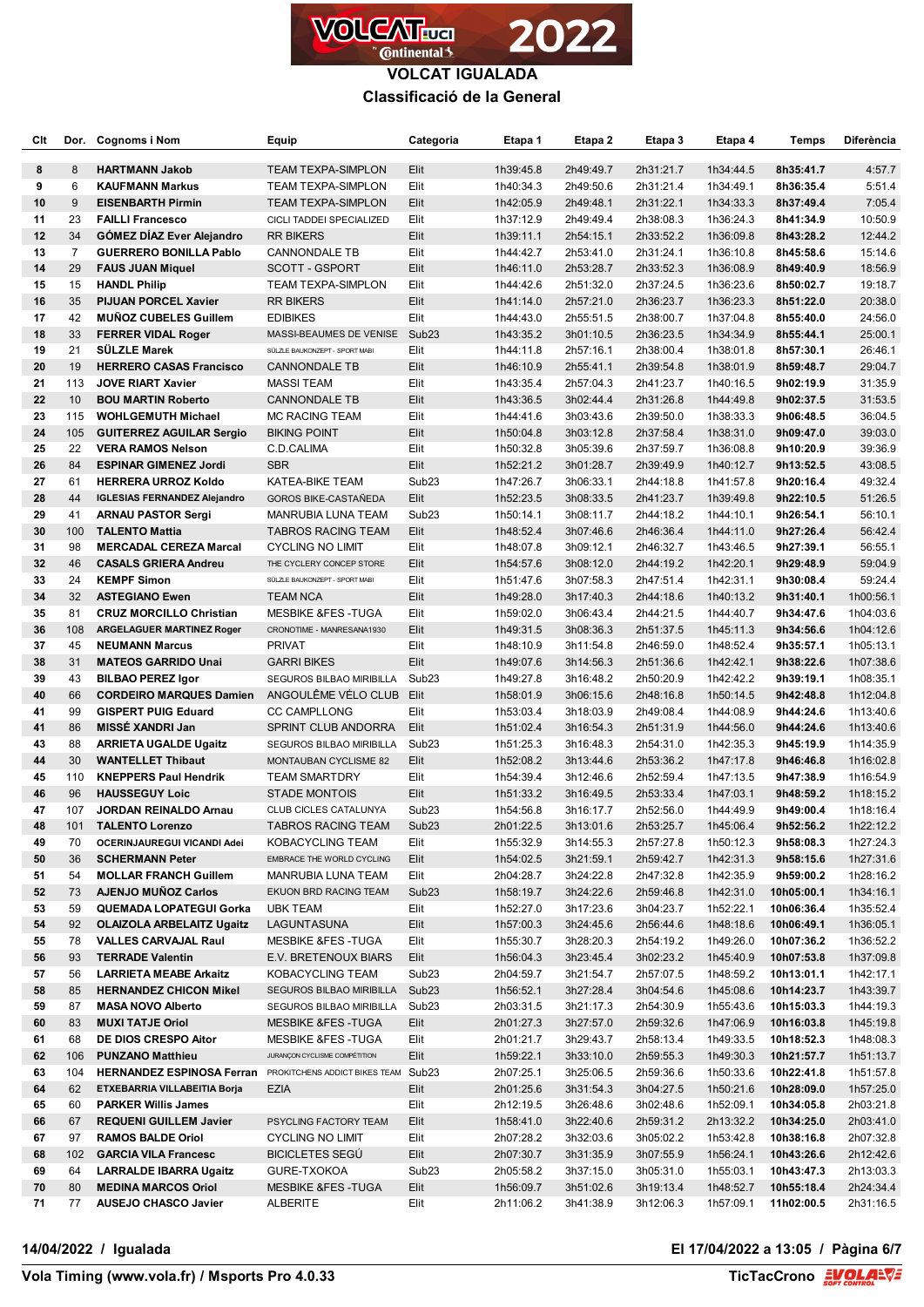# VOLCAT IGUALADA

## Classificació de la General

| Clt | Dor. | Cognoms i Nom | Equip | Categoria | Etapa 1 | Etapa 2 | Etapa 3 | Etapa 4 | Temps | Diferència |
|---|---|---|---|---|---|---|---|---|---|---|
| 8 | 8 | **HARTMANN Jakob** | TEAM TEXPA-SIMPLON | Elit | 1h39:45.8 | 2h49:49.7 | 2h31:21.7 | 1h34:44.5 | **8h35:41.7** | 4:57.7 |
| 9 | 6 | **KAUFMANN Markus** | TEAM TEXPA-SIMPLON | Elit | 1h40:34.3 | 2h49:50.6 | 2h31:21.4 | 1h34:49.1 | **8h36:35.4** | 5:51.4 |
| 10 | 9 | **EISENBARTH Pirmin** | TEAM TEXPA-SIMPLON | Elit | 1h42:05.9 | 2h49:48.1 | 2h31:22.1 | 1h34:33.3 | **8h37:49.4** | 7:05.4 |
| 11 | 23 | **FAILLI Francesco** | CICLI TADDEI SPECIALIZED | Elit | 1h37:12.9 | 2h49:49.4 | 2h38:08.3 | 1h36:24.3 | **8h41:34.9** | 10:50.9 |
| 12 | 34 | **GÓMEZ DÍAZ Ever Alejandro** | RR BIKERS | Elit | 1h39:11.1 | 2h54:15.1 | 2h33:52.2 | 1h36:09.8 | **8h43:28.2** | 12:44.2 |
| 13 | 7 | **GUERRERO BONILLA Pablo** | CANNONDALE TB | Elit | 1h44:42.7 | 2h53:41.0 | 2h31:24.1 | 1h36:10.8 | **8h45:58.6** | 15:14.6 |
| 14 | 29 | **FAUS JUAN Miquel** | SCOTT - GSPORT | Elit | 1h46:11.0 | 2h53:28.7 | 2h33:52.3 | 1h36:08.9 | **8h49:40.9** | 18:56.9 |
| 15 | 15 | **HANDL Philip** | TEAM TEXPA-SIMPLON | Elit | 1h44:42.6 | 2h51:32.0 | 2h37:24.5 | 1h36:23.6 | **8h50:02.7** | 19:18.7 |
| 16 | 35 | **PIJUAN PORCEL Xavier** | RR BIKERS | Elit | 1h41:14.0 | 2h57:21.0 | 2h36:23.7 | 1h36:23.3 | **8h51:22.0** | 20:38.0 |
| 17 | 42 | **MUÑOZ CUBELES Guillem** | EDIBIKES | Elit | 1h44:43.0 | 2h55:51.5 | 2h38:00.7 | 1h37:04.8 | **8h55:40.0** | 24:56.0 |
| 18 | 33 | **FERRER VIDAL Roger** | MASSI-BEAUMES DE VENISE | Sub23 | 1h43:35.2 | 3h01:10.5 | 2h36:23.5 | 1h34:34.9 | **8h55:44.1** | 25:00.1 |
| 19 | 21 | **SÜLZLE Marek** | SÜLZLE BAUKONZEPT - SPORT MABI | Elit | 1h44:11.8 | 2h57:16.1 | 2h38:00.4 | 1h38:01.8 | **8h57:30.1** | 26:46.1 |
| 20 | 19 | **HERRERO CASAS Francisco** | CANNONDALE TB | Elit | 1h46:10.9 | 2h55:41.1 | 2h39:54.8 | 1h38:01.9 | **8h59:48.7** | 29:04.7 |
| 21 | 113 | **JOVE RIART Xavier** | MASSI TEAM | Elit | 1h43:35.4 | 2h57:04.3 | 2h41:23.7 | 1h40:16.5 | **9h02:19.9** | 31:35.9 |
| 22 | 10 | **BOU MARTIN Roberto** | CANNONDALE TB | Elit | 1h43:36.5 | 3h02:44.4 | 2h31:26.8 | 1h44:49.8 | **9h02:37.5** | 31:53.5 |
| 23 | 115 | **WOHLGEMUTH Michael** | MC RACING TEAM | Elit | 1h44:41.6 | 3h03:43.6 | 2h39:50.0 | 1h38:33.3 | **9h06:48.5** | 36:04.5 |
| 24 | 105 | **GUITERREZ AGUILAR Sergio** | BIKING POINT | Elit | 1h50:04.8 | 3h03:12.8 | 2h37:58.4 | 1h38:31.0 | **9h09:47.0** | 39:03.0 |
| 25 | 22 | **VERA RAMOS Nelson** | C.D.CALIMA | Elit | 1h50:32.8 | 3h05:39.6 | 2h37:59.7 | 1h36:08.8 | **9h10:20.9** | 39:36.9 |
| 26 | 84 | **ESPINAR GIMENEZ Jordi** | SBR | Elit | 1h52:21.2 | 3h01:28.7 | 2h39:49.9 | 1h40:12.7 | **9h13:52.5** | 43:08.5 |
| 27 | 61 | **HERRERA URROZ Koldo** | KATEA-BIKE TEAM | Sub23 | 1h47:26.7 | 3h06:33.1 | 2h44:18.8 | 1h41:57.8 | **9h20:16.4** | 49:32.4 |
| 28 | 44 | **IGLESIAS FERNANDEZ Alejandro** | GOROS BIKE-CASTAÑEDA | Elit | 1h52:23.5 | 3h08:33.5 | 2h41:23.7 | 1h39:49.8 | **9h22:10.5** | 51:26.5 |
| 29 | 41 | **ARNAU PASTOR Sergi** | MANRUBIA LUNA TEAM | Sub23 | 1h50:14.1 | 3h08:11.7 | 2h44:18.2 | 1h44:10.1 | **9h26:54.1** | 56:10.1 |
| 30 | 100 | **TALENTO Mattia** | TABROS RACING TEAM | Elit | 1h48:52.4 | 3h07:46.6 | 2h46:36.4 | 1h44:11.0 | **9h27:26.4** | 56:42.4 |
| 31 | 98 | **MERCADAL CEREZA Marcal** | CYCLING NO LIMIT | Elit | 1h48:07.8 | 3h09:12.1 | 2h46:32.7 | 1h43:46.5 | **9h27:39.1** | 56:55.1 |
| 32 | 46 | **CASALS GRIERA Andreu** | THE CYCLERY CONCEP STORE | Elit | 1h54:57.6 | 3h08:12.0 | 2h44:19.2 | 1h42:20.1 | **9h29:48.9** | 59:04.9 |
| 33 | 24 | **KEMPF Simon** | SÜLZLE BAUKONZEPT - SPORT MABI | Elit | 1h51:47.6 | 3h07:58.3 | 2h47:51.4 | 1h42:31.1 | **9h30:08.4** | 59:24.4 |
| 34 | 32 | **ASTEGIANO Ewen** | TEAM NCA | Elit | 1h49:28.0 | 3h17:40.3 | 2h44:18.6 | 1h40:13.2 | **9h31:40.1** | 1h00:56.1 |
| 35 | 81 | **CRUZ MORCILLO Christian** | MESBIKE &FES -TUGA | Elit | 1h59:02.0 | 3h06:43.4 | 2h44:21.5 | 1h44:40.7 | **9h34:47.6** | 1h04:03.6 |
| 36 | 108 | **ARGELAGUER MARTINEZ Roger** | CRONOTIME - MANRESANA1930 | Elit | 1h49:31.5 | 3h08:36.3 | 2h51:37.5 | 1h45:11.3 | **9h34:56.6** | 1h04:12.6 |
| 37 | 45 | **NEUMANN Marcus** | PRIVAT | Elit | 1h48:10.9 | 3h11:54.8 | 2h46:59.0 | 1h48:52.4 | **9h35:57.1** | 1h05:13.1 |
| 38 | 31 | **MATEOS GARRIDO Unai** | GARRI BIKES | Elit | 1h49:07.6 | 3h14:56.3 | 2h51:36.6 | 1h42:42.1 | **9h38:22.6** | 1h07:38.6 |
| 39 | 43 | **BILBAO PEREZ Igor** | SEGUROS BILBAO MIRIBILLA | Sub23 | 1h49:27.8 | 3h16:48.2 | 2h50:20.9 | 1h42:42.2 | **9h39:19.1** | 1h08:35.1 |
| 40 | 66 | **CORDEIRO MARQUES Damien** | ANGOULÊME VÉLO CLUB | Elit | 1h58:01.9 | 3h06:15.6 | 2h48:16.8 | 1h50:14.5 | **9h42:48.8** | 1h12:04.8 |
| 41 | 99 | **GISPERT PUIG Eduard** | CC CAMPLLONG | Elit | 1h53:03.4 | 3h18:03.9 | 2h49:08.4 | 1h44:08.9 | **9h44:24.6** | 1h13:40.6 |
| 41 | 86 | **MISSÉ XANDRI Jan** | SPRINT CLUB ANDORRA | Elit | 1h51:02.4 | 3h16:54.3 | 2h51:31.9 | 1h44:56.0 | **9h44:24.6** | 1h13:40.6 |
| 43 | 88 | **ARRIETA UGALDE Ugaitz** | SEGUROS BILBAO MIRIBILLA | Sub23 | 1h51:25.3 | 3h16:48.3 | 2h54:31.0 | 1h42:35.3 | **9h45:19.9** | 1h14:35.9 |
| 44 | 30 | **WATTELET Thibaut** | MONTAUBAN CYCLISME 82 | Elit | 1h52:08.2 | 3h13:44.6 | 2h53:36.2 | 1h47:17.8 | **9h46:46.8** | 1h16:02.8 |
| 45 | 110 | **KNEPPERS Paul Hendrik** | TEAM SMARTDRY | Elit | 1h54:39.4 | 3h12:46.6 | 2h52:59.4 | 1h47:13.5 | **9h47:38.9** | 1h16:54.9 |
| 46 | 96 | **HAUSSEGUY Loic** | STADE MONTOIS | Elit | 1h51:33.2 | 3h16:49.5 | 2h53:33.4 | 1h47:03.1 | **9h48:59.2** | 1h18:15.2 |
| 47 | 107 | **JORDAN REINALDO Arnau** | CLUB CICLES CATALUNYA | Sub23 | 1h54:56.8 | 3h16:17.7 | 2h52:56.0 | 1h44:49.6 | **9h49:00.4** | 1h18:16.4 |
| 48 | 101 | **TALENTO Lorenzo** | TABROS RACING TEAM | Sub23 | 2h01:22.5 | 3h13:01.6 | 2h53:25.7 | 1h45:06.4 | **9h52:56.2** | 1h22:12.2 |
| 49 | 70 | **OCERINJAUREGUI VICANDI Adei** | KOBACYCLING TEAM | Elit | 1h55:32.9 | 3h14:55.3 | 2h57:27.8 | 1h50:12.3 | **9h58:08.3** | 1h27:24.3 |
| 50 | 36 | **SCHERMANN Peter** | EMBRACE THE WORLD CYCLING | Elit | 1h54:02.5 | 3h21:59.1 | 2h59:42.7 | 1h42:31.3 | **9h58:15.6** | 1h27:31.6 |
| 51 | 54 | **MOLLAR FRANCH Guillem** | MANRUBIA LUNA TEAM | Elit | 2h04:28.7 | 3h24:22.8 | 2h47:32.8 | 1h42:35.9 | **9h59:00.2** | 1h28:16.2 |
| 52 | 73 | **AJENJO MUÑOZ Carlos** | EKUON BRD RACING TEAM | Sub23 | 1h58:19.7 | 3h24:22.6 | 2h59:46.8 | 1h42:31.0 | **10h05:00.1** | 1h34:16.1 |
| 53 | 59 | **QUEMADA LOPATEGUI Gorka** | UBK TEAM | Elit | 1h52:27.0 | 3h17:23.6 | 3h04:23.7 | 1h52:22.1 | **10h06:36.4** | 1h35:52.4 |
| 54 | 92 | **OLAIZOLA ARBELAITZ Ugaitz** | LAGUNTASUNA | Elit | 1h57:00.3 | 3h24:45.6 | 2h56:44.6 | 1h48:18.6 | **10h06:49.1** | 1h36:05.1 |
| 55 | 78 | **VALLES CARVAJAL Raul** | MESBIKE &FES -TUGA | Elit | 1h55:30.7 | 3h28:20.3 | 2h54:19.2 | 1h49:26.0 | **10h07:36.2** | 1h36:52.2 |
| 56 | 93 | **TERRADE Valentin** | E.V. BRETENOUX BIARS | Elit | 1h56:04.3 | 3h23:45.4 | 3h02:23.2 | 1h45:40.9 | **10h07:53.8** | 1h37:09.8 |
| 57 | 56 | **LARRIETA MEABE Arkaitz** | KOBACYCLING TEAM | Sub23 | 2h04:59.7 | 3h21:54.7 | 2h57:07.5 | 1h48:59.2 | **10h13:01.1** | 1h42:17.1 |
| 58 | 85 | **HERNANDEZ CHICON Mikel** | SEGUROS BILBAO MIRIBILLA | Sub23 | 1h56:52.1 | 3h27:28.4 | 3h04:54.6 | 1h45:08.6 | **10h14:23.7** | 1h43:39.7 |
| 59 | 87 | **MASA NOVO Alberto** | SEGUROS BILBAO MIRIBILLA | Sub23 | 2h03:31.5 | 3h21:17.3 | 2h54:30.9 | 1h55:43.6 | **10h15:03.3** | 1h44:19.3 |
| 60 | 83 | **MUXI TATJE Oriol** | MESBIKE &FES -TUGA | Elit | 2h01:27.3 | 3h27:57.0 | 2h59:32.6 | 1h47:06.9 | **10h16:03.8** | 1h45:19.8 |
| 61 | 68 | **DE DIOS CRESPO Aitor** | MESBIKE &FES -TUGA | Elit | 2h01:21.7 | 3h29:43.7 | 2h58:13.4 | 1h49:33.5 | **10h18:52.3** | 1h48:08.3 |
| 62 | 106 | **PUNZANO Matthieu** | JURANÇON CYCLISME COMPÉTITION | Elit | 1h59:22.1 | 3h33:10.0 | 2h59:55.3 | 1h49:30.3 | **10h21:57.7** | 1h51:13.7 |
| 63 | 104 | **HERNANDEZ ESPINOSA Ferran** | PROKITCHENS ADDICT BIKES TEAM | Sub23 | 2h07:25.1 | 3h25:06.5 | 2h59:36.6 | 1h50:33.6 | **10h22:41.8** | 1h51:57.8 |
| 64 | 62 | **ETXEBARRIA VILLABEITIA Borja** | EZIA | Elit | 2h01:25.6 | 3h31:54.3 | 3h04:27.5 | 1h50:21.6 | **10h28:09.0** | 1h57:25.0 |
| 65 | 60 | **PARKER Willis James** | | Elit | 2h12:19.5 | 3h26:48.6 | 3h02:48.6 | 1h52:09.1 | **10h34:05.8** | 2h03:21.8 |
| 66 | 67 | **REQUENI GUILLEM Javier** | PSYCLING FACTORY TEAM | Elit | 1h58:41.0 | 3h22:40.6 | 2h59:31.2 | 2h13:32.2 | **10h34:25.0** | 2h03:41.0 |
| 67 | 97 | **RAMOS BALDE Oriol** | CYCLING NO LIMIT | Elit | 2h07:28.2 | 3h32:03.6 | 3h05:02.2 | 1h53:42.8 | **10h38:16.8** | 2h07:32.8 |
| 68 | 102 | **GARCIA VILA Francesc** | BICICLETES SEGÚ | Elit | 2h07:30.7 | 3h31:35.9 | 3h07:55.9 | 1h56:24.1 | **10h43:26.6** | 2h12:42.6 |
| 69 | 64 | **LARRALDE IBARRA Ugaitz** | GURE-TXOKOA | Sub23 | 2h05:58.2 | 3h37:15.0 | 3h05:31.0 | 1h55:03.1 | **10h43:47.3** | 2h13:03.3 |
| 70 | 80 | **MEDINA MARCOS Oriol** | MESBIKE &FES -TUGA | Elit | 1h56:09.7 | 3h51:02.6 | 3h19:13.4 | 1h48:52.7 | **10h55:18.4** | 2h24:34.4 |
| 71 | 77 | **AUSEJO CHASCO Javier** | ALBERITE | Elit | 2h11:06.2 | 3h41:38.9 | 3h12:06.3 | 1h57:09.1 | **11h02:00.5** | 2h31:16.5 |

**14/04/2022 / Igualada** — **El 17/04/2022 a 13:05**

**Vola Timing (www.vola.fr) / Msports Pro 4.0.33** — **TicTacCrono**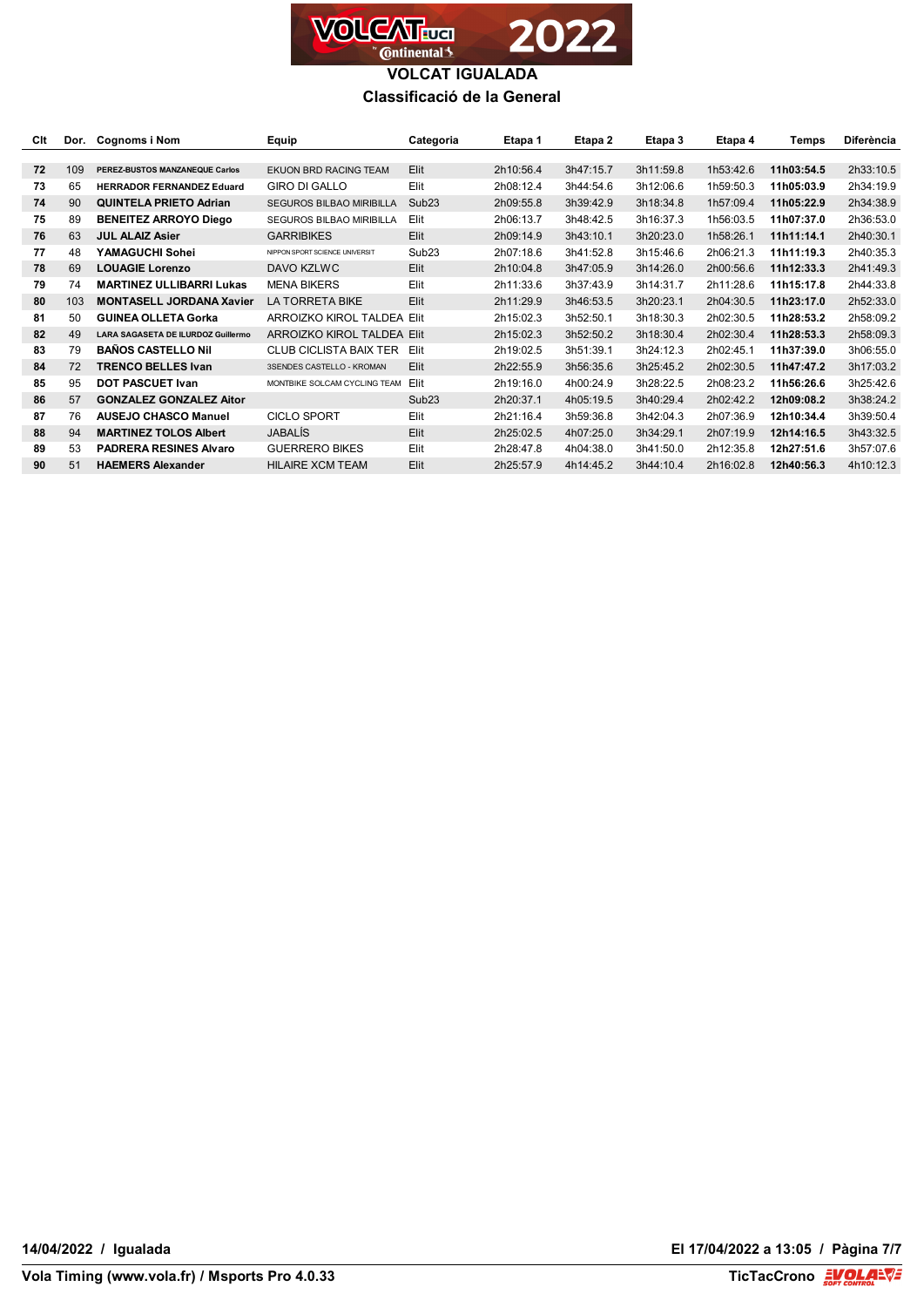# VOLCAT IGUALADA

## Classificació de la General

| Clt | Dor. | Cognoms i Nom | Equip | Categoria | Etapa 1 | Etapa 2 | Etapa 3 | Etapa 4 | Temps | Diferència |
|---|---|---|---|---|---|---|---|---|---|---|
| **72** | 109 | **PEREZ-BUSTOS MANZANEQUE Carlos** | EKUON BRD RACING TEAM | Elit | 2h10:56.4 | 3h47:15.7 | 3h11:59.8 | 1h53:42.6 | **11h03:54.5** | 2h33:10.5 |
| **73** | 65 | **HERRADOR FERNANDEZ Eduard** | GIRO DI GALLO | Elit | 2h08:12.4 | 3h44:54.6 | 3h12:06.6 | 1h59:50.3 | **11h05:03.9** | 2h34:19.9 |
| **74** | 90 | **QUINTELA PRIETO Adrian** | SEGUROS BILBAO MIRIBILLA | Sub23 | 2h09:55.8 | 3h39:42.9 | 3h18:34.8 | 1h57:09.4 | **11h05:22.9** | 2h34:38.9 |
| **75** | 89 | **BENEITEZ ARROYO Diego** | SEGUROS BILBAO MIRIBILLA | Elit | 2h06:13.7 | 3h48:42.5 | 3h16:37.3 | 1h56:03.5 | **11h07:37.0** | 2h36:53.0 |
| **76** | 63 | **JUL ALAIZ Asier** | GARRIBIKES | Elit | 2h09:14.9 | 3h43:10.1 | 3h20:23.0 | 1h58:26.1 | **11h11:14.1** | 2h40:30.1 |
| **77** | 48 | **YAMAGUCHI Sohei** | NIPPON SPORT SCIENCE UNIVERSIT | Sub23 | 2h07:18.6 | 3h41:52.8 | 3h15:46.6 | 2h06:21.3 | **11h11:19.3** | 2h40:35.3 |
| **78** | 69 | **LOUAGIE Lorenzo** | DAVO KZLWC | Elit | 2h10:04.8 | 3h47:05.9 | 3h14:26.0 | 2h00:56.6 | **11h12:33.3** | 2h41:49.3 |
| **79** | 74 | **MARTINEZ ULLIBARRI Lukas** | MENA BIKERS | Elit | 2h11:33.6 | 3h37:43.9 | 3h14:31.7 | 2h11:28.6 | **11h15:17.8** | 2h44:33.8 |
| **80** | 103 | **MONTASELL JORDANA Xavier** | LA TORRETA BIKE | Elit | 2h11:29.9 | 3h46:53.5 | 3h20:23.1 | 2h04:30.5 | **11h23:17.0** | 2h52:33.0 |
| **81** | 50 | **GUINEA OLLETA Gorka** | ARROIZKO KIROL TALDEA | Elit | 2h15:02.3 | 3h52:50.1 | 3h18:30.3 | 2h02:30.5 | **11h28:53.2** | 2h58:09.2 |
| **82** | 49 | **LARA SAGASETA DE ILURDOZ Guillermo** | ARROIZKO KIROL TALDEA | Elit | 2h15:02.3 | 3h52:50.2 | 3h18:30.4 | 2h02:30.4 | **11h28:53.3** | 2h58:09.3 |
| **83** | 79 | **BAÑOS CASTELLO Nil** | CLUB CICLISTA BAIX TER | Elit | 2h19:02.5 | 3h51:39.1 | 3h24:12.3 | 2h02:45.1 | **11h37:39.0** | 3h06:55.0 |
| **84** | 72 | **TRENCO BELLES Ivan** | 3SENDES CASTELLO - KROMAN | Elit | 2h22:55.9 | 3h56:35.6 | 3h25:45.2 | 2h02:30.5 | **11h47:47.2** | 3h17:03.2 |
| **85** | 95 | **DOT PASCUET Ivan** | MONTBIKE SOLCAM CYCLING TEAM | Elit | 2h19:16.0 | 4h00:24.9 | 3h28:22.5 | 2h08:23.2 | **11h56:26.6** | 3h25:42.6 |
| **86** | 57 | **GONZALEZ GONZALEZ Aitor** | | Sub23 | 2h20:37.1 | 4h05:19.5 | 3h40:29.4 | 2h02:42.2 | **12h09:08.2** | 3h38:24.2 |
| **87** | 76 | **AUSEJO CHASCO Manuel** | CICLO SPORT | Elit | 2h21:16.4 | 3h59:36.8 | 3h42:04.3 | 2h07:36.9 | **12h10:34.4** | 3h39:50.4 |
| **88** | 94 | **MARTINEZ TOLOS Albert** | JABALÍS | Elit | 2h25:02.5 | 4h07:25.0 | 3h34:29.1 | 2h07:19.9 | **12h14:16.5** | 3h43:32.5 |
| **89** | 53 | **PADRERA RESINES Alvaro** | GUERRERO BIKES | Elit | 2h28:47.8 | 4h04:38.0 | 3h41:50.0 | 2h12:35.8 | **12h27:51.6** | 3h57:07.6 |
| **90** | 51 | **HAEMERS Alexander** | HILAIRE XCM TEAM | Elit | 2h25:57.9 | 4h14:45.2 | 3h44:10.4 | 2h16:02.8 | **12h40:56.3** | 4h10:12.3 |

**14/04/2022 / Igualada** — **El 17/04/2022 a 13:05**

**Vola Timing (www.vola.fr) / Msports Pro 4.0.33** — **TicTacCrono**